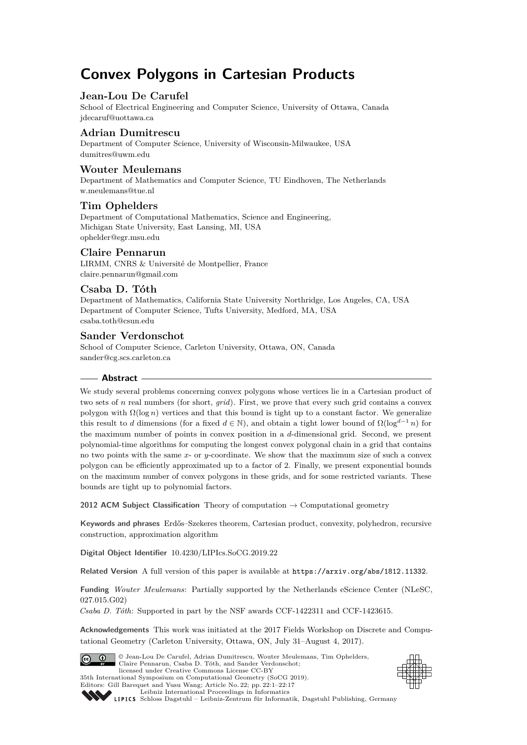# Convex Polygons in Cartesian Products

### Jean-Lou De Carufel

School of Electrical Engineering and Computer Science, University of Ottawa, Canada
jdecaruf@uottawa.ca

### Adrian Dumitrescu

Department of Computer Science, University of Wisconsin-Milwaukee, USA
dumitres@uwm.edu

### Wouter Meulemans

Department of Mathematics and Computer Science, TU Eindhoven, The Netherlands
w.meulemans@tue.nl

### Tim Ophelders

Department of Computational Mathematics, Science and Engineering,
Michigan State University, East Lansing, MI, USA
ophelder@egr.msu.edu

### Claire Pennarun

LIRMM, CNRS & Université de Montpellier, France
claire.pennarun@gmail.com

### Csaba D. Tóth

Department of Mathematics, California State University Northridge, Los Angeles, CA, USA
Department of Computer Science, Tufts University, Medford, MA, USA
csaba.toth@csun.edu

### Sander Verdonschot

School of Computer Science, Carleton University, Ottawa, ON, Canada
sander@cg.scs.carleton.ca

## Abstract

We study several problems concerning convex polygons whose vertices lie in a Cartesian product of two sets of $n$ real numbers (for short, *grid*). First, we prove that every such grid contains a convex polygon with $\Omega(\log n)$ vertices and that this bound is tight up to a constant factor. We generalize this result to $d$ dimensions (for a fixed $d \in \mathbb{N}$), and obtain a tight lower bound of $\Omega(\log^{d-1} n)$ for the maximum number of points in convex position in a $d$-dimensional grid. Second, we present polynomial-time algorithms for computing the longest convex polygonal chain in a grid that contains no two points with the same $x$- or $y$-coordinate. We show that the maximum size of such a convex polygon can be efficiently approximated up to a factor of 2. Finally, we present exponential bounds on the maximum number of convex polygons in these grids, and for some restricted variants. These bounds are tight up to polynomial factors.

**2012 ACM Subject Classification** Theory of computation → Computational geometry

**Keywords and phrases** Erdős–Szekeres theorem, Cartesian product, convexity, polyhedron, recursive construction, approximation algorithm

**Digital Object Identifier** 10.4230/LIPIcs.SoCG.2019.22

**Related Version** A full version of this paper is available at https://arxiv.org/abs/1812.11332.

**Funding** *Wouter Meulemans*: Partially supported by the Netherlands eScience Center (NLeSC, 027.015.G02)
*Csaba D. Tóth*: Supported in part by the NSF awards CCF-1422311 and CCF-1423615.

**Acknowledgements** This work was initiated at the 2017 Fields Workshop on Discrete and Computational Geometry (Carleton University, Ottawa, ON, July 31–August 4, 2017).

© Jean-Lou De Carufel, Adrian Dumitrescu, Wouter Meulemans, Tim Ophelders, Claire Pennarun, Csaba D. Tóth, and Sander Verdonschot;
licensed under Creative Commons License CC-BY
35th International Symposium on Computational Geometry (SoCG 2019).
Editors: Gill Barequet and Yusu Wang; Article No. 22; pp. 22:1–22:17
Leibniz International Proceedings in Informatics
Schloss Dagstuhl – Leibniz-Zentrum für Informatik, Dagstuhl Publishing, Germany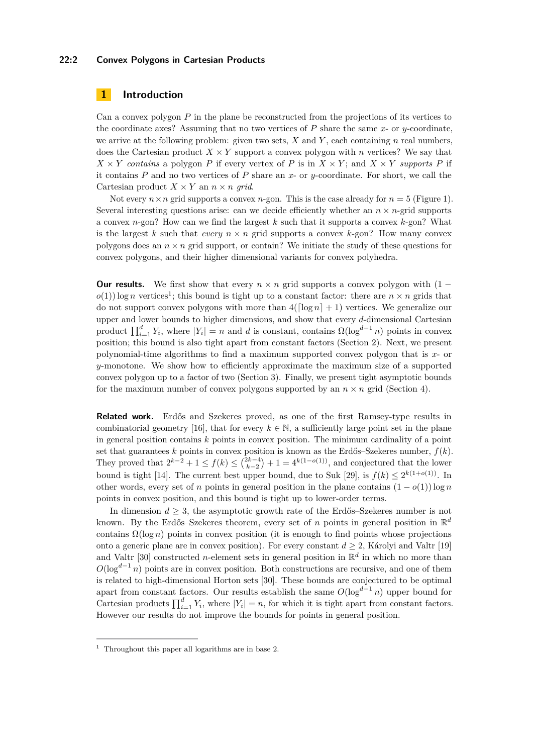## 1 Introduction

Can a convex polygon $P$ in the plane be reconstructed from the projections of its vertices to the coordinate axes? Assuming that no two vertices of $P$ share the same $x$- or $y$-coordinate, we arrive at the following problem: given two sets, $X$ and $Y$, each containing $n$ real numbers, does the Cartesian product $X \times Y$ support a convex polygon with $n$ vertices? We say that $X \times Y$ *contains* a polygon $P$ if every vertex of $P$ is in $X \times Y$; and $X \times Y$ *supports* $P$ if it contains $P$ and no two vertices of $P$ share an $x$- or $y$-coordinate. For short, we call the Cartesian product $X \times Y$ an $n \times n$ *grid*.

Not every $n \times n$ grid supports a convex $n$-gon. This is the case already for $n = 5$ (Figure 1). Several interesting questions arise: can we decide efficiently whether an $n \times n$-grid supports a convex $n$-gon? How can we find the largest $k$ such that it supports a convex $k$-gon? What is the largest $k$ such that *every* $n \times n$ grid supports a convex $k$-gon? How many convex polygons does an $n \times n$ grid support, or contain? We initiate the study of these questions for convex polygons, and their higher dimensional variants for convex polyhedra.

**Our results.** We first show that every $n \times n$ grid supports a convex polygon with $(1 - o(1)) \log n$ vertices[1]; this bound is tight up to a constant factor: there are $n \times n$ grids that do not support convex polygons with more than $4(\lceil \log n \rceil + 1)$ vertices. We generalize our upper and lower bounds to higher dimensions, and show that every $d$-dimensional Cartesian product $\prod_{i=1}^{d} Y_i$, where $|Y_i| = n$ and $d$ is constant, contains $\Omega(\log^{d-1} n)$ points in convex position; this bound is also tight apart from constant factors (Section 2). Next, we present polynomial-time algorithms to find a maximum supported convex polygon that is $x$- or $y$-monotone. We show how to efficiently approximate the maximum size of a supported convex polygon up to a factor of two (Section 3). Finally, we present tight asymptotic bounds for the maximum number of convex polygons supported by an $n \times n$ grid (Section 4).

**Related work.** Erdős and Szekeres proved, as one of the first Ramsey-type results in combinatorial geometry [16], that for every $k \in \mathbb{N}$, a sufficiently large point set in the plane in general position contains $k$ points in convex position. The minimum cardinality of a point set that guarantees $k$ points in convex position is known as the Erdős–Szekeres number, $f(k)$. They proved that $2^{k-2} + 1 \leq f(k) \leq \binom{2k-4}{k-2} + 1 = 4^{k(1-o(1))}$, and conjectured that the lower bound is tight [14]. The current best upper bound, due to Suk [29], is $f(k) \leq 2^{k(1+o(1))}$. In other words, every set of $n$ points in general position in the plane contains $(1 - o(1)) \log n$ points in convex position, and this bound is tight up to lower-order terms.

In dimension $d \geq 3$, the asymptotic growth rate of the Erdős–Szekeres number is not known. By the Erdős–Szekeres theorem, every set of $n$ points in general position in $\mathbb{R}^d$ contains $\Omega(\log n)$ points in convex position (it is enough to find points whose projections onto a generic plane are in convex position). For every constant $d \geq 2$, Károlyi and Valtr [19] and Valtr [30] constructed $n$-element sets in general position in $\mathbb{R}^d$ in which no more than $O(\log^{d-1} n)$ points are in convex position. Both constructions are recursive, and one of them is related to high-dimensional Horton sets [30]. These bounds are conjectured to be optimal apart from constant factors. Our results establish the same $O(\log^{d-1} n)$ upper bound for Cartesian products $\prod_{i=1}^{d} Y_i$, where $|Y_i| = n$, for which it is tight apart from constant factors. However our results do not improve the bounds for points in general position.

---

[1] Throughout this paper all logarithms are in base 2.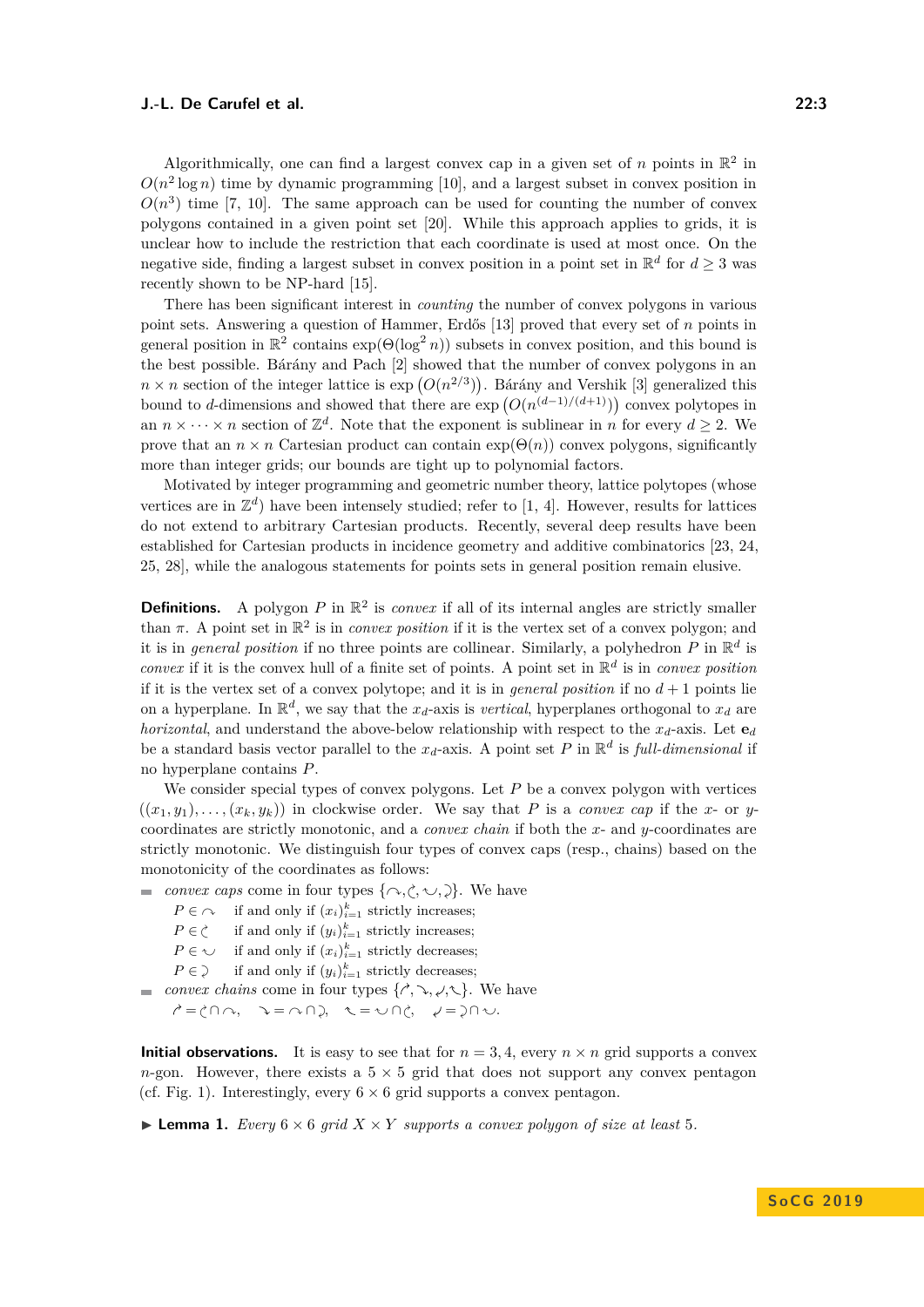Algorithmically, one can find a largest convex cap in a given set of $n$ points in $\mathbb{R}^2$ in $O(n^2 \log n)$ time by dynamic programming [10], and a largest subset in convex position in $O(n^3)$ time [7, 10]. The same approach can be used for counting the number of convex polygons contained in a given point set [20]. While this approach applies to grids, it is unclear how to include the restriction that each coordinate is used at most once. On the negative side, finding a largest subset in convex position in a point set in $\mathbb{R}^d$ for $d \geq 3$ was recently shown to be NP-hard [15].

There has been significant interest in *counting* the number of convex polygons in various point sets. Answering a question of Hammer, Erdős [13] proved that every set of $n$ points in general position in $\mathbb{R}^2$ contains $\exp(\Theta(\log^2 n))$ subsets in convex position, and this bound is the best possible. Bárány and Pach [2] showed that the number of convex polygons in an $n \times n$ section of the integer lattice is $\exp\left(O(n^{2/3})\right)$. Bárány and Vershik [3] generalized this bound to $d$-dimensions and showed that there are $\exp\left(O(n^{(d-1)/(d+1)})\right)$ convex polytopes in an $n \times \cdots \times n$ section of $\mathbb{Z}^d$. Note that the exponent is sublinear in $n$ for every $d \geq 2$. We prove that an $n \times n$ Cartesian product can contain $\exp(\Theta(n))$ convex polygons, significantly more than integer grids; our bounds are tight up to polynomial factors.

Motivated by integer programming and geometric number theory, lattice polytopes (whose vertices are in $\mathbb{Z}^d$) have been intensely studied; refer to [1, 4]. However, results for lattices do not extend to arbitrary Cartesian products. Recently, several deep results have been established for Cartesian products in incidence geometry and additive combinatorics [23, 24, 25, 28], while the analogous statements for points sets in general position remain elusive.

**Definitions.** A polygon $P$ in $\mathbb{R}^2$ is *convex* if all of its internal angles are strictly smaller than $\pi$. A point set in $\mathbb{R}^2$ is in *convex position* if it is the vertex set of a convex polygon; and it is in *general position* if no three points are collinear. Similarly, a polyhedron $P$ in $\mathbb{R}^d$ is *convex* if it is the convex hull of a finite set of points. A point set in $\mathbb{R}^d$ is in *convex position* if it is the vertex set of a convex polytope; and it is in *general position* if no $d+1$ points lie on a hyperplane. In $\mathbb{R}^d$, we say that the $x_d$-axis is *vertical*, hyperplanes orthogonal to $x_d$ are *horizontal*, and understand the above-below relationship with respect to the $x_d$-axis. Let $\mathbf{e}_d$ be a standard basis vector parallel to the $x_d$-axis. A point set $P$ in $\mathbb{R}^d$ is *full-dimensional* if no hyperplane contains $P$.

We consider special types of convex polygons. Let $P$ be a convex polygon with vertices $((x_1, y_1), \ldots, (x_k, y_k))$ in clockwise order. We say that $P$ is a *convex cap* if the $x$- or $y$-coordinates are strictly monotonic, and a *convex chain* if both the $x$- and $y$-coordinates are strictly monotonic. We distinguish four types of convex caps (resp., chains) based on the monotonicity of the coordinates as follows:

- *convex caps* come in four types {↷, ⤸, ⤻, ⤹}. We have
  - $P \in$ ↷ if and only if $(x_i)_{i=1}^k$ strictly increases;
  - $P \in$ ⤸ if and only if $(y_i)_{i=1}^k$ strictly increases;
  - $P \in$ ⤻ if and only if $(x_i)_{i=1}^k$ strictly decreases;
  - $P \in$ ⤹ if and only if $(y_i)_{i=1}^k$ strictly decreases;
- *convex chains* come in four types {↗, ↘, ↙, ↖}. We have
  ↗ = ⤸ ∩ ↷, ↘ = ↷ ∩ ⤹, ↖ = ⤻ ∩ ⤸, ↙ = ⤹ ∩ ⤻.

**Initial observations.** It is easy to see that for $n = 3, 4$, every $n \times n$ grid supports a convex $n$-gon. However, there exists a $5 \times 5$ grid that does not support any convex pentagon (cf. Fig. 1). Interestingly, every $6 \times 6$ grid supports a convex pentagon.

▶ **Lemma 1.** *Every $6 \times 6$ grid $X \times Y$ supports a convex polygon of size at least 5.*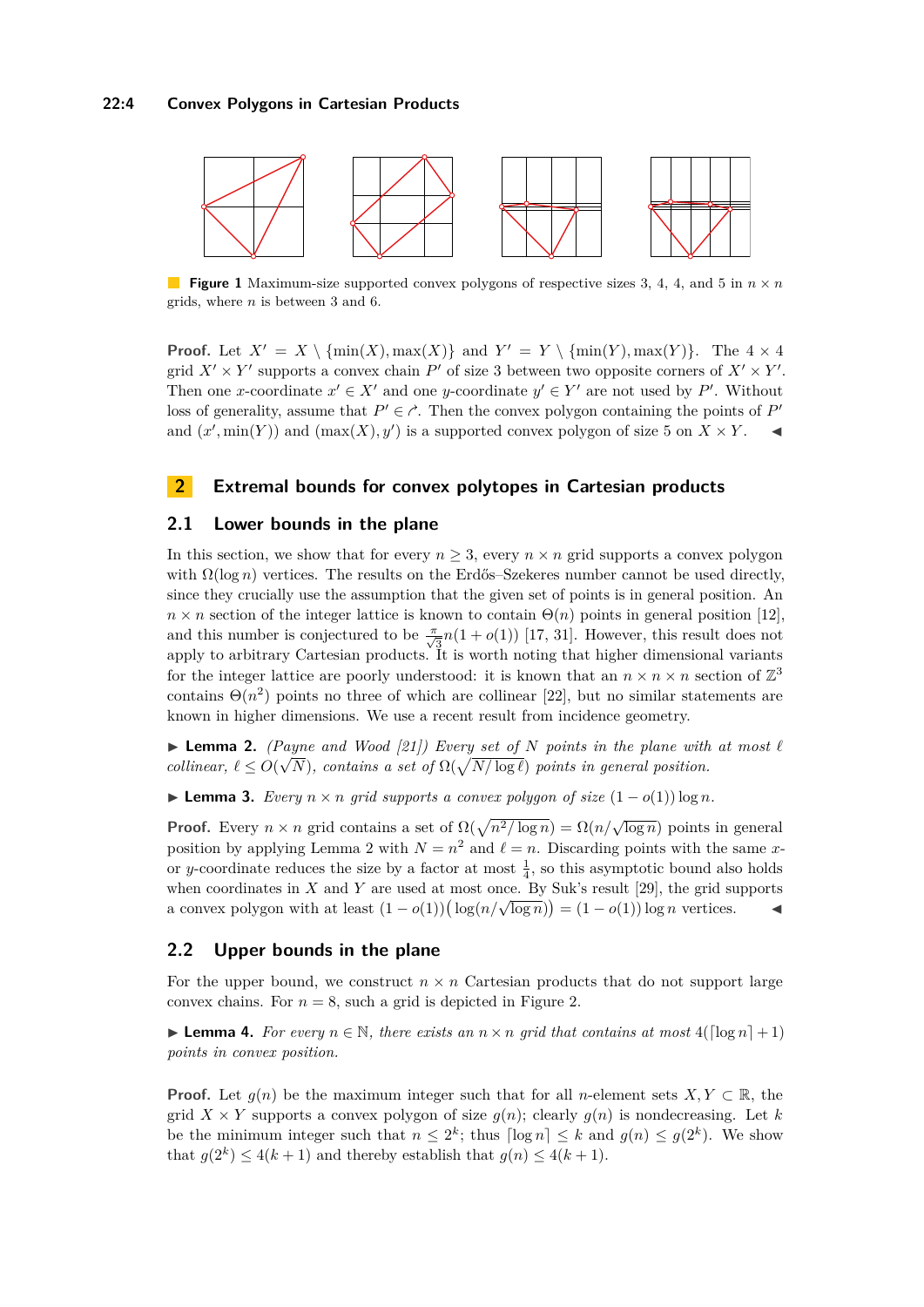**Figure 1** Maximum-size supported convex polygons of respective sizes 3, 4, 4, and 5 in $n \times n$ grids, where $n$ is between 3 and 6.

**Proof.** Let $X' = X \setminus \{\min(X), \max(X)\}$ and $Y' = Y \setminus \{\min(Y), \max(Y)\}$. The $4 \times 4$ grid $X' \times Y'$ supports a convex chain $P'$ of size 3 between two opposite corners of $X' \times Y'$. Then one $x$-coordinate $x' \in X'$ and one $y$-coordinate $y' \in Y'$ are not used by $P'$. Without loss of generality, assume that $P' \in \curvearrowright$. Then the convex polygon containing the points of $P'$ and $(x', \min(Y))$ and $(\max(X), y')$ is a supported convex polygon of size 5 on $X \times Y$. ◀

## 2 Extremal bounds for convex polytopes in Cartesian products

### 2.1 Lower bounds in the plane

In this section, we show that for every $n \geq 3$, every $n \times n$ grid supports a convex polygon with $\Omega(\log n)$ vertices. The results on the Erdős–Szekeres number cannot be used directly, since they crucially use the assumption that the given set of points is in general position. An $n \times n$ section of the integer lattice is known to contain $\Theta(n)$ points in general position [12], and this number is conjectured to be $\frac{\pi}{\sqrt{3}}n(1 + o(1))$ [17, 31]. However, this result does not apply to arbitrary Cartesian products. It is worth noting that higher dimensional variants for the integer lattice are poorly understood: it is known that an $n \times n \times n$ section of $\mathbb{Z}^3$ contains $\Theta(n^2)$ points no three of which are collinear [22], but no similar statements are known in higher dimensions. We use a recent result from incidence geometry.

▶ **Lemma 2.** *(Payne and Wood [21]) Every set of $N$ points in the plane with at most $\ell$ collinear, $\ell \leq O(\sqrt{N})$, contains a set of $\Omega(\sqrt{N/\log \ell})$ points in general position.*

▶ **Lemma 3.** *Every $n \times n$ grid supports a convex polygon of size $(1 - o(1)) \log n$.*

**Proof.** Every $n \times n$ grid contains a set of $\Omega(\sqrt{n^2/\log n}) = \Omega(n/\sqrt{\log n})$ points in general position by applying Lemma 2 with $N = n^2$ and $\ell = n$. Discarding points with the same $x$- or $y$-coordinate reduces the size by a factor of at most $\frac{1}{4}$, so this asymptotic bound also holds when coordinates in $X$ and $Y$ are used at most once. By Suk's result [29], the grid supports a convex polygon with at least $(1 - o(1))\big(\log(n/\sqrt{\log n})\big) = (1 - o(1)) \log n$ vertices. ◀

### 2.2 Upper bounds in the plane

For the upper bound, we construct $n \times n$ Cartesian products that do not support large convex chains. For $n = 8$, such a grid is depicted in Figure 2.

▶ **Lemma 4.** *For every $n \in \mathbb{N}$, there exists an $n \times n$ grid that contains at most $4(\lceil \log n \rceil + 1)$ points in convex position.*

**Proof.** Let $g(n)$ be the maximum integer such that for all $n$-element sets $X, Y \subset \mathbb{R}$, the grid $X \times Y$ supports a convex polygon of size $g(n)$; clearly $g(n)$ is nondecreasing. Let $k$ be the minimum integer such that $n \leq 2^k$; thus $\lceil \log n \rceil \leq k$ and $g(n) \leq g(2^k)$. We show that $g(2^k) \leq 4(k + 1)$ and thereby establish that $g(n) \leq 4(k + 1)$.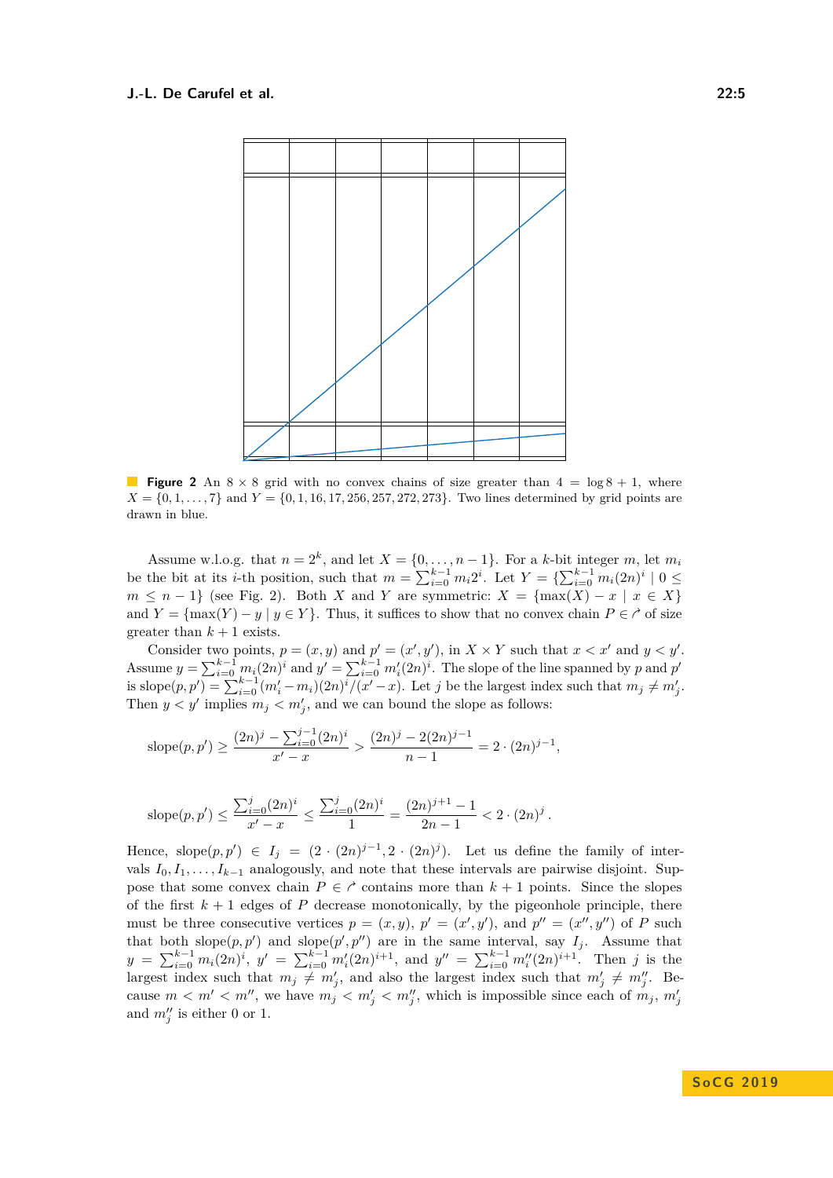**Figure 2** An $8 \times 8$ grid with no convex chains of size greater than $4 = \log 8 + 1$, where $X = \{0, 1, \ldots, 7\}$ and $Y = \{0, 1, 16, 17, 256, 257, 272, 273\}$. Two lines determined by grid points are drawn in blue.

Assume w.l.o.g. that $n = 2^k$, and let $X = \{0, \ldots, n-1\}$. For a $k$-bit integer $m$, let $m_i$ be the bit at its $i$-th position, such that $m = \sum_{i=0}^{k-1} m_i 2^i$. Let $Y = \{\sum_{i=0}^{k-1} m_i (2n)^i \mid 0 \leq m \leq n-1\}$ (see Fig. 2). Both $X$ and $Y$ are symmetric: $X = \{\max(X) - x \mid x \in X\}$ and $Y = \{\max(Y) - y \mid y \in Y\}$. Thus, it suffices to show that no convex chain $P \in \curvearrowright$ of size greater than $k+1$ exists.

Consider two points, $p = (x, y)$ and $p' = (x', y')$, in $X \times Y$ such that $x < x'$ and $y < y'$. Assume $y = \sum_{i=0}^{k-1} m_i (2n)^i$ and $y' = \sum_{i=0}^{k-1} m'_i (2n)^i$. The slope of the line spanned by $p$ and $p'$ is $\text{slope}(p, p') = \sum_{i=0}^{k-1} (m'_i - m_i)(2n)^i / (x' - x)$. Let $j$ be the largest index such that $m_j \neq m'_j$. Then $y < y'$ implies $m_j < m'_j$, and we can bound the slope as follows:

$$\text{slope}(p, p') \geq \frac{(2n)^j - \sum_{i=0}^{j-1} (2n)^i}{x' - x} > \frac{(2n)^j - 2(2n)^{j-1}}{n-1} = 2 \cdot (2n)^{j-1},$$

$$\text{slope}(p, p') \leq \frac{\sum_{i=0}^{j} (2n)^i}{x' - x} \leq \frac{\sum_{i=0}^{j} (2n)^i}{1} = \frac{(2n)^{j+1} - 1}{2n - 1} < 2 \cdot (2n)^j .$$

Hence, $\text{slope}(p, p') \in I_j = (2 \cdot (2n)^{j-1}, 2 \cdot (2n)^j)$. Let us define the family of intervals $I_0, I_1, \ldots, I_{k-1}$ analogously, and note that these intervals are pairwise disjoint. Suppose that some convex chain $P \in \curvearrowright$ contains more than $k+1$ points. Since the slopes of the first $k+1$ edges of $P$ decrease monotonically, by the pigeonhole principle, there must be three consecutive vertices $p = (x, y)$, $p' = (x', y')$, and $p'' = (x'', y'')$ of $P$ such that both $\text{slope}(p, p')$ and $\text{slope}(p', p'')$ are in the same interval, say $I_j$. Assume that $y = \sum_{i=0}^{k-1} m_i (2n)^i$, $y' = \sum_{i=0}^{k-1} m'_i (2n)^{i+1}$, and $y'' = \sum_{i=0}^{k-1} m''_i (2n)^{i+1}$. Then $j$ is the largest index such that $m_j \neq m'_j$, and also the largest index such that $m'_j \neq m''_j$. Because $m < m' < m''$, we have $m_j < m'_j < m''_j$, which is impossible since each of $m_j$, $m'_j$ and $m''_j$ is either 0 or 1.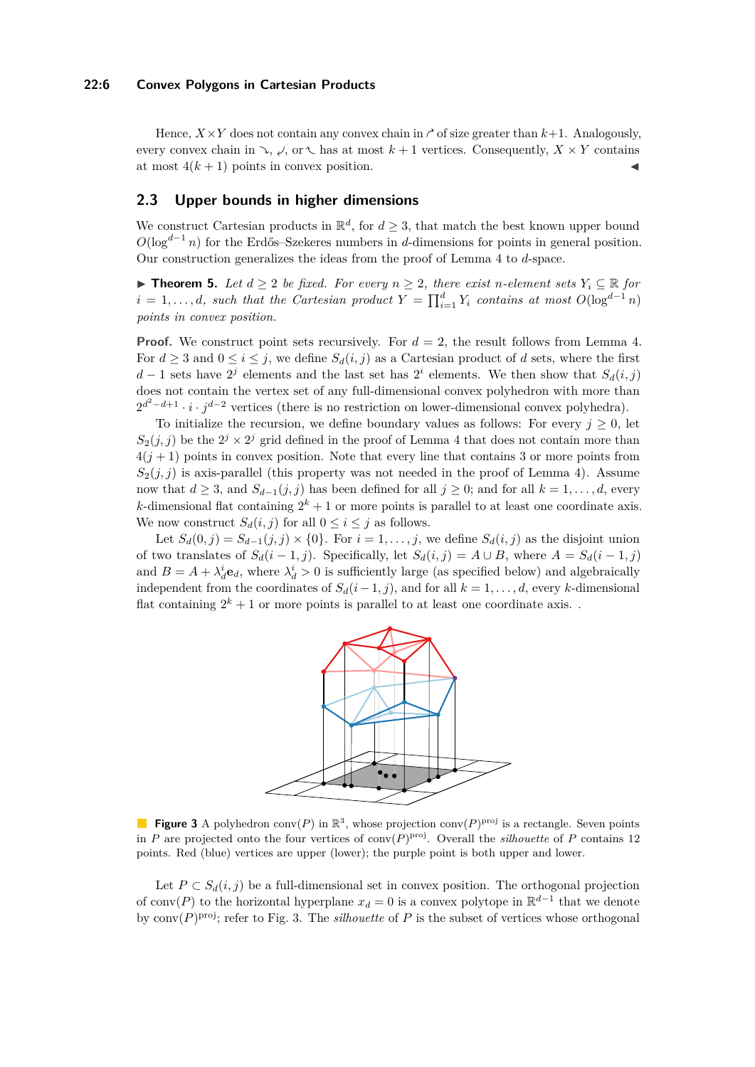Hence, $X \times Y$ does not contain any convex chain in $\nearrow$ of size greater than $k+1$. Analogously, every convex chain in $\searrow$, $\swarrow$, or $\nwarrow$ has at most $k+1$ vertices. Consequently, $X \times Y$ contains at most $4(k+1)$ points in convex position. ◀

## 2.3 Upper bounds in higher dimensions

We construct Cartesian products in $\mathbb{R}^d$, for $d \geq 3$, that match the best known upper bound $O(\log^{d-1} n)$ for the Erdős–Szekeres numbers in $d$-dimensions for points in general position. Our construction generalizes the ideas from the proof of Lemma 4 to $d$-space.

▶ **Theorem 5.** *Let $d \geq 2$ be fixed. For every $n \geq 2$, there exist $n$-element sets $Y_i \subseteq \mathbb{R}$ for $i = 1, \ldots, d$, such that the Cartesian product $Y = \prod_{i=1}^{d} Y_i$ contains at most $O(\log^{d-1} n)$ points in convex position.*

**Proof.** We construct point sets recursively. For $d = 2$, the result follows from Lemma 4. For $d \geq 3$ and $0 \leq i \leq j$, we define $S_d(i,j)$ as a Cartesian product of $d$ sets, where the first $d-1$ sets have $2^j$ elements and the last set has $2^i$ elements. We then show that $S_d(i,j)$ does not contain the vertex set of any full-dimensional convex polyhedron with more than $2^{d^2-d+1} \cdot i \cdot j^{d-2}$ vertices (there is no restriction on lower-dimensional convex polyhedra).

To initialize the recursion, we define boundary values as follows: For every $j \geq 0$, let $S_2(j,j)$ be the $2^j \times 2^j$ grid defined in the proof of Lemma 4 that does not contain more than $4(j+1)$ points in convex position. Note that every line that contains 3 or more points from $S_2(j,j)$ is axis-parallel (this property was not needed in the proof of Lemma 4). Assume now that $d \geq 3$, and $S_{d-1}(j,j)$ has been defined for all $j \geq 0$; and for all $k = 1, \ldots, d$, every $k$-dimensional flat containing $2^k + 1$ or more points is parallel to at least one coordinate axis. We now construct $S_d(i,j)$ for all $0 \leq i \leq j$ as follows.

Let $S_d(0,j) = S_{d-1}(j,j) \times \{0\}$. For $i = 1, \ldots, j$, we define $S_d(i,j)$ as the disjoint union of two translates of $S_d(i-1,j)$. Specifically, let $S_d(i,j) = A \cup B$, where $A = S_d(i-1,j)$ and $B = A + \lambda_d^i \mathbf{e}_d$, where $\lambda_d^i > 0$ is sufficiently large (as specified below) and algebraically independent from the coordinates of $S_d(i-1,j)$, and for all $k = 1, \ldots, d$, every $k$-dimensional flat containing $2^k + 1$ or more points is parallel to at least one coordinate axis. .

**Figure 3** A polyhedron $\mathrm{conv}(P)$ in $\mathbb{R}^3$, whose projection $\mathrm{conv}(P)^{\mathrm{proj}}$ is a rectangle. Seven points in $P$ are projected onto the four vertices of $\mathrm{conv}(P)^{\mathrm{proj}}$. Overall the *silhouette* of $P$ contains 12 points. Red (blue) vertices are upper (lower); the purple point is both upper and lower.

Let $P \subset S_d(i,j)$ be a full-dimensional set in convex position. The orthogonal projection of $\mathrm{conv}(P)$ to the horizontal hyperplane $x_d = 0$ is a convex polytope in $\mathbb{R}^{d-1}$ that we denote by $\mathrm{conv}(P)^{\mathrm{proj}}$; refer to Fig. 3. The *silhouette* of $P$ is the subset of vertices whose orthogonal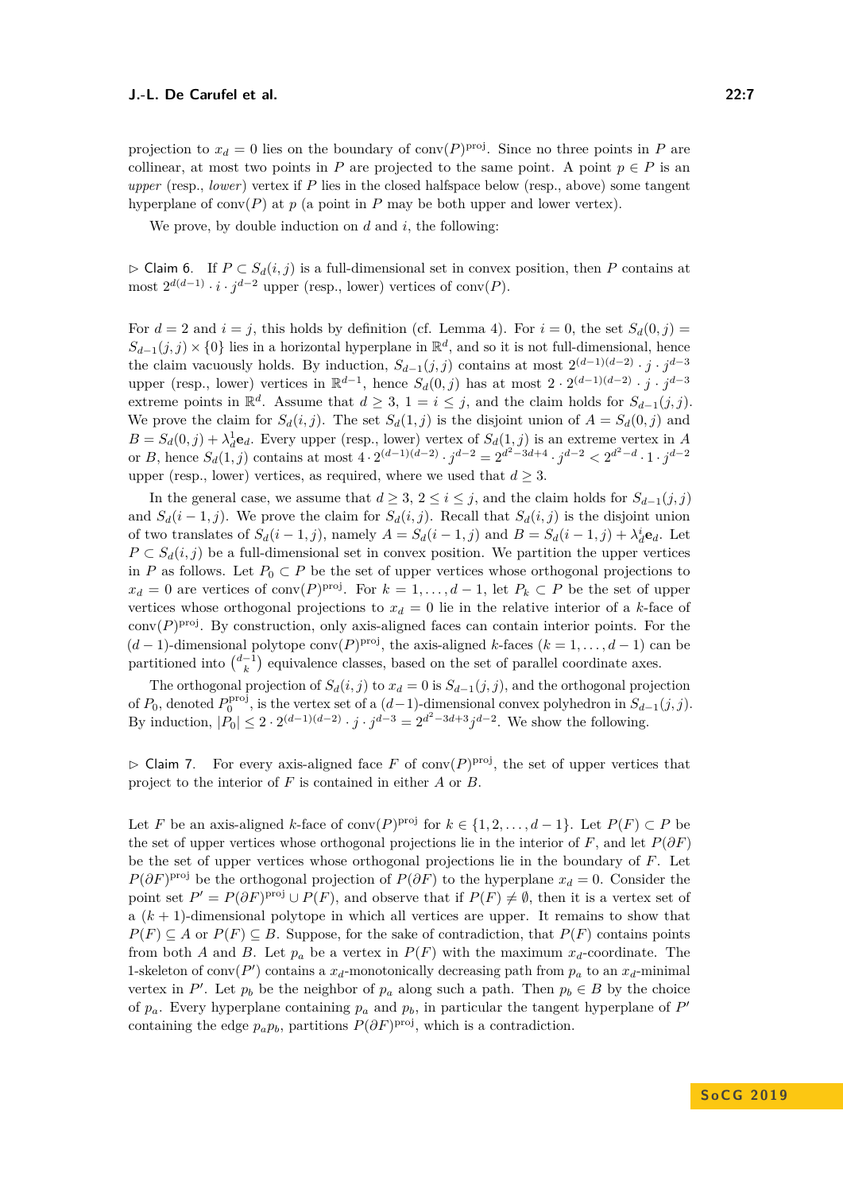projection to $x_d = 0$ lies on the boundary of $\text{conv}(P)^{\text{proj}}$. Since no three points in $P$ are collinear, at most two points in $P$ are projected to the same point. A point $p \in P$ is an *upper* (resp., *lower*) vertex if $P$ lies in the closed halfspace below (resp., above) some tangent hyperplane of $\text{conv}(P)$ at $p$ (a point in $P$ may be both upper and lower vertex).

We prove, by double induction on $d$ and $i$, the following:

▷ Claim 6. If $P \subset S_d(i,j)$ is a full-dimensional set in convex position, then $P$ contains at most $2^{d(d-1)} \cdot i \cdot j^{d-2}$ upper (resp., lower) vertices of $\text{conv}(P)$.

For $d = 2$ and $i = j$, this holds by definition (cf. Lemma 4). For $i = 0$, the set $S_d(0,j) = S_{d-1}(j,j) \times \{0\}$ lies in a horizontal hyperplane in $\mathbb{R}^d$, and so it is not full-dimensional, hence the claim vacuously holds. By induction, $S_{d-1}(j,j)$ contains at most $2^{(d-1)(d-2)} \cdot j \cdot j^{d-3}$ upper (resp., lower) vertices in $\mathbb{R}^{d-1}$, hence $S_d(0,j)$ has at most $2 \cdot 2^{(d-1)(d-2)} \cdot j \cdot j^{d-3}$ extreme points in $\mathbb{R}^d$. Assume that $d \geq 3$, $1 = i \leq j$, and the claim holds for $S_{d-1}(j,j)$. We prove the claim for $S_d(i,j)$. The set $S_d(1,j)$ is the disjoint union of $A = S_d(0,j)$ and $B = S_d(0,j) + \lambda_d^1 \mathbf{e}_d$. Every upper (resp., lower) vertex of $S_d(1,j)$ is an extreme vertex in $A$ or $B$, hence $S_d(1,j)$ contains at most $4 \cdot 2^{(d-1)(d-2)} \cdot j^{d-2} = 2^{d^2-3d+4} \cdot j^{d-2} < 2^{d^2-d} \cdot 1 \cdot j^{d-2}$ upper (resp., lower) vertices, as required, where we used that $d \geq 3$.

In the general case, we assume that $d \geq 3$, $2 \leq i \leq j$, and the claim holds for $S_{d-1}(j,j)$ and $S_d(i-1,j)$. We prove the claim for $S_d(i,j)$. Recall that $S_d(i,j)$ is the disjoint union of two translates of $S_d(i-1,j)$, namely $A = S_d(i-1,j)$ and $B = S_d(i-1,j) + \lambda_d^i \mathbf{e}_d$. Let $P \subset S_d(i,j)$ be a full-dimensional set in convex position. We partition the upper vertices in $P$ as follows. Let $P_0 \subset P$ be the set of upper vertices whose orthogonal projections to $x_d = 0$ are vertices of $\text{conv}(P)^{\text{proj}}$. For $k = 1, \ldots, d-1$, let $P_k \subset P$ be the set of upper vertices whose orthogonal projections to $x_d = 0$ lie in the relative interior of a $k$-face of $\text{conv}(P)^{\text{proj}}$. By construction, only axis-aligned faces can contain interior points. For the $(d-1)$-dimensional polytope $\text{conv}(P)^{\text{proj}}$, the axis-aligned $k$-faces ($k = 1, \ldots, d-1$) can be partitioned into $\binom{d-1}{k}$ equivalence classes, based on the set of parallel coordinate axes.

The orthogonal projection of $S_d(i,j)$ to $x_d = 0$ is $S_{d-1}(j,j)$, and the orthogonal projection of $P_0$, denoted $P_0^{\text{proj}}$, is the vertex set of a $(d-1)$-dimensional convex polyhedron in $S_{d-1}(j,j)$. By induction, $|P_0| \leq 2 \cdot 2^{(d-1)(d-2)} \cdot j \cdot j^{d-3} = 2^{d^2-3d+3} j^{d-2}$. We show the following.

▷ Claim 7. For every axis-aligned face $F$ of $\text{conv}(P)^{\text{proj}}$, the set of upper vertices that project to the interior of $F$ is contained in either $A$ or $B$.

Let $F$ be an axis-aligned $k$-face of $\text{conv}(P)^{\text{proj}}$ for $k \in \{1, 2, \ldots, d-1\}$. Let $P(F) \subset P$ be the set of upper vertices whose orthogonal projections lie in the interior of $F$, and let $P(\partial F)$ be the set of upper vertices whose orthogonal projections lie in the boundary of $F$. Let $P(\partial F)^{\text{proj}}$ be the orthogonal projection of $P(\partial F)$ to the hyperplane $x_d = 0$. Consider the point set $P' = P(\partial F)^{\text{proj}} \cup P(F)$, and observe that if $P(F) \neq \emptyset$, then it is a vertex set of a $(k+1)$-dimensional polytope in which all vertices are upper. It remains to show that $P(F) \subseteq A$ or $P(F) \subseteq B$. Suppose, for the sake of contradiction, that $P(F)$ contains points from both $A$ and $B$. Let $p_a$ be a vertex in $P(F)$ with the maximum $x_d$-coordinate. The 1-skeleton of $\text{conv}(P')$ contains a $x_d$-monotonically decreasing path from $p_a$ to an $x_d$-minimal vertex in $P'$. Let $p_b$ be the neighbor of $p_a$ along such a path. Then $p_b \in B$ by the choice of $p_a$. Every hyperplane containing $p_a$ and $p_b$, in particular the tangent hyperplane of $P'$ containing the edge $p_a p_b$, partitions $P(\partial F)^{\text{proj}}$, which is a contradiction.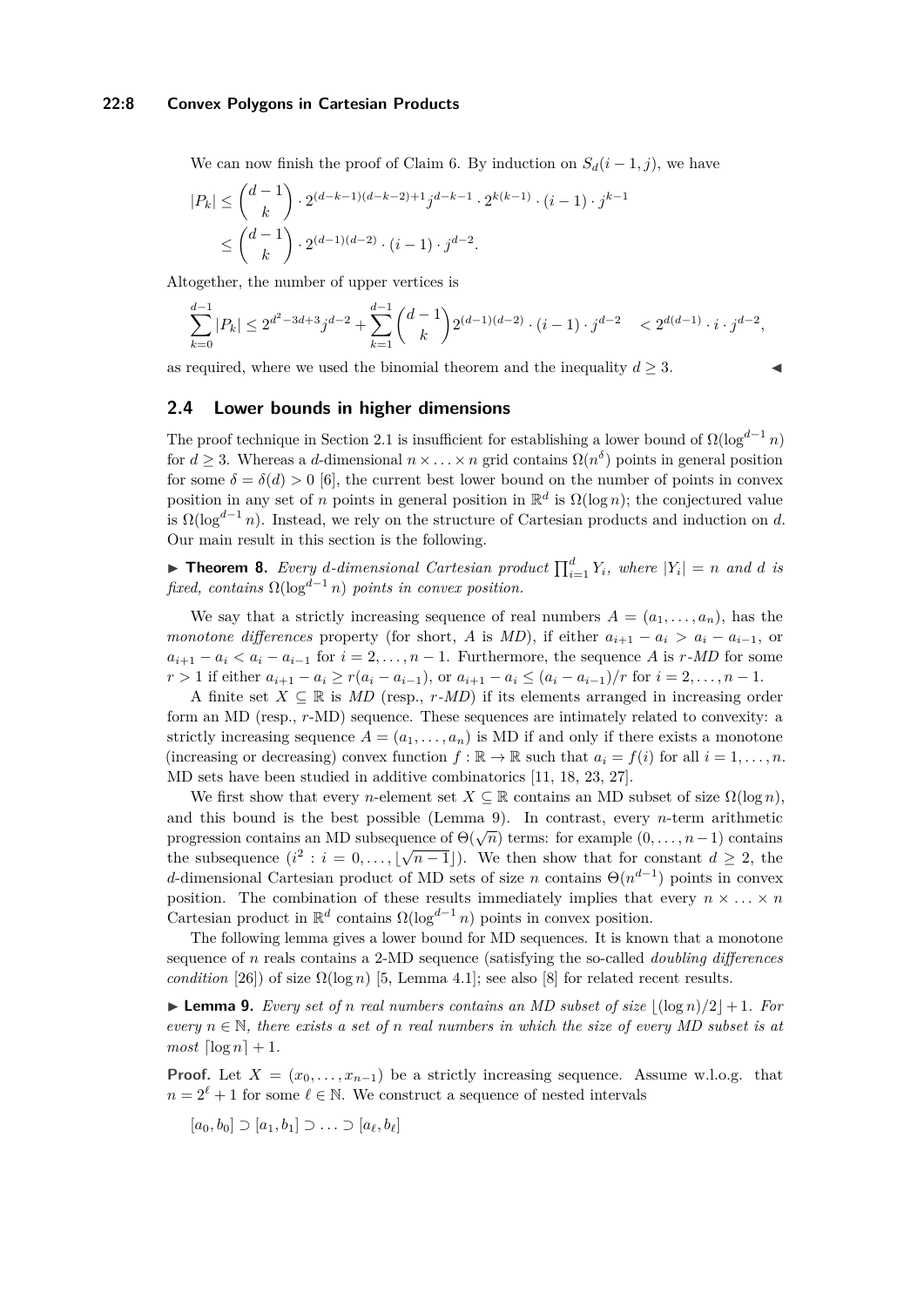We can now finish the proof of Claim 6. By induction on $S_d(i-1, j)$, we have

$$|P_k| \le \binom{d-1}{k} \cdot 2^{(d-k-1)(d-k-2)+1} j^{d-k-1} \cdot 2^{k(k-1)} \cdot (i-1) \cdot j^{k-1}$$
$$\le \binom{d-1}{k} \cdot 2^{(d-1)(d-2)} \cdot (i-1) \cdot j^{d-2}.$$

Altogether, the number of upper vertices is

$$\sum_{k=0}^{d-1} |P_k| \le 2^{d^2-3d+3} j^{d-2} + \sum_{k=1}^{d-1} \binom{d-1}{k} 2^{(d-1)(d-2)} \cdot (i-1) \cdot j^{d-2} \quad < 2^{d(d-1)} \cdot i \cdot j^{d-2},$$

as required, where we used the binomial theorem and the inequality $d \ge 3$. ◀

## 2.4 Lower bounds in higher dimensions

The proof technique in Section 2.1 is insufficient for establishing a lower bound of $\Omega(\log^{d-1} n)$ for $d \ge 3$. Whereas a $d$-dimensional $n \times \ldots \times n$ grid contains $\Omega(n^\delta)$ points in general position for some $\delta = \delta(d) > 0$ [6], the current best lower bound on the number of points in convex position in any set of $n$ points in general position in $\mathbb{R}^d$ is $\Omega(\log n)$; the conjectured value is $\Omega(\log^{d-1} n)$. Instead, we rely on the structure of Cartesian products and induction on $d$. Our main result in this section is the following.

▶ **Theorem 8.** *Every $d$-dimensional Cartesian product $\prod_{i=1}^d Y_i$, where $|Y_i| = n$ and $d$ is fixed, contains $\Omega(\log^{d-1} n)$ points in convex position.*

We say that a strictly increasing sequence of real numbers $A = (a_1, \ldots, a_n)$, has the *monotone differences* property (for short, $A$ is *MD*), if either $a_{i+1} - a_i > a_i - a_{i-1}$, or $a_{i+1} - a_i < a_i - a_{i-1}$ for $i = 2, \ldots, n-1$. Furthermore, the sequence $A$ is *$r$-MD* for some $r > 1$ if either $a_{i+1} - a_i \ge r(a_i - a_{i-1})$, or $a_{i+1} - a_i \le (a_i - a_{i-1})/r$ for $i = 2, \ldots, n-1$.

A finite set $X \subseteq \mathbb{R}$ is *MD* (resp., *$r$-MD*) if its elements arranged in increasing order form an MD (resp., $r$-MD) sequence. These sequences are intimately related to convexity: a strictly increasing sequence $A = (a_1, \ldots, a_n)$ is MD if and only if there exists a monotone (increasing or decreasing) convex function $f : \mathbb{R} \to \mathbb{R}$ such that $a_i = f(i)$ for all $i = 1, \ldots, n$. MD sets have been studied in additive combinatorics [11, 18, 23, 27].

We first show that every $n$-element set $X \subseteq \mathbb{R}$ contains an MD subset of size $\Omega(\log n)$, and this bound is the best possible (Lemma 9). In contrast, every $n$-term arithmetic progression contains an MD subsequence of $\Theta(\sqrt{n})$ terms: for example $(0, \ldots, n-1)$ contains the subsequence $(i^2 : i = 0, \ldots, \lfloor\sqrt{n-1}\rfloor)$. We then show that for constant $d \ge 2$, the $d$-dimensional Cartesian product of MD sets of size $n$ contains $\Theta(n^{d-1})$ points in convex position. The combination of these results immediately implies that every $n \times \ldots \times n$ Cartesian product in $\mathbb{R}^d$ contains $\Omega(\log^{d-1} n)$ points in convex position.

The following lemma gives a lower bound for MD sequences. It is known that a monotone sequence of $n$ reals contains a 2-MD sequence (satisfying the so-called *doubling differences condition* [26]) of size $\Omega(\log n)$ [5, Lemma 4.1]; see also [8] for related recent results.

▶ **Lemma 9.** *Every set of $n$ real numbers contains an MD subset of size $\lfloor(\log n)/2\rfloor + 1$. For every $n \in \mathbb{N}$, there exists a set of $n$ real numbers in which the size of every MD subset is at most $\lceil \log n \rceil + 1$.*

**Proof.** Let $X = (x_0, \ldots, x_{n-1})$ be a strictly increasing sequence. Assume w.l.o.g. that $n = 2^\ell + 1$ for some $\ell \in \mathbb{N}$. We construct a sequence of nested intervals

$$[a_0, b_0] \supset [a_1, b_1] \supset \ldots \supset [a_\ell, b_\ell]$$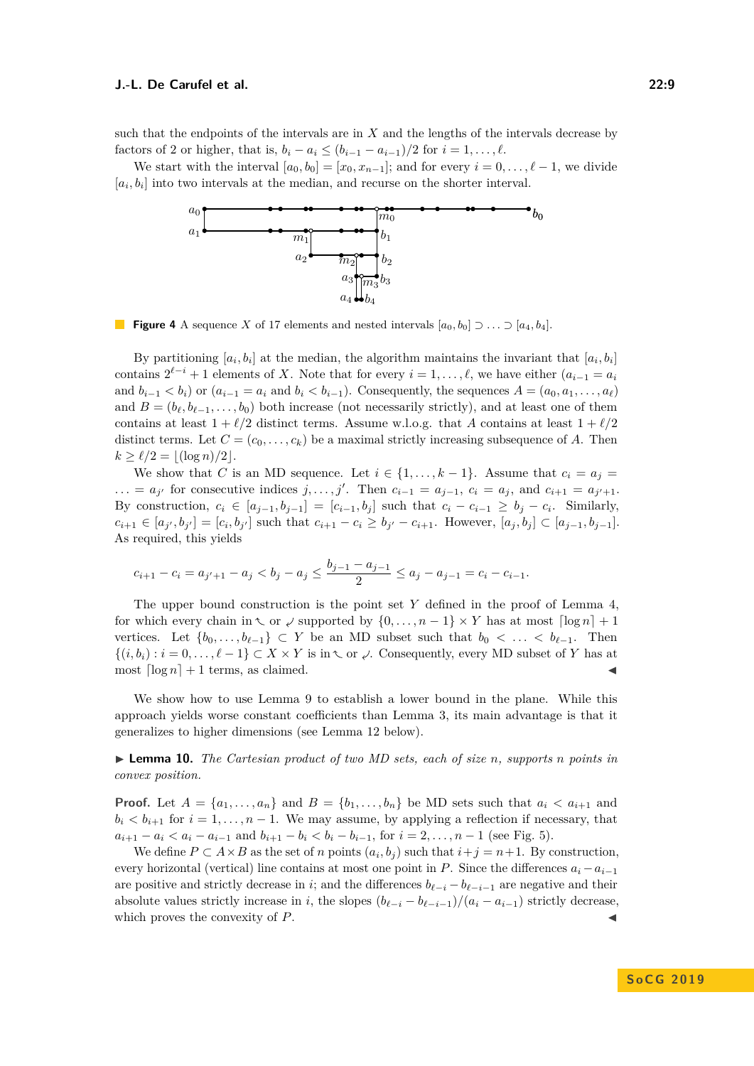such that the endpoints of the intervals are in $X$ and the lengths of the intervals decrease by factors of 2 or higher, that is, $b_i - a_i \leq (b_{i-1} - a_{i-1})/2$ for $i = 1, \ldots, \ell$.

We start with the interval $[a_0, b_0] = [x_0, x_{n-1}]$; and for every $i = 0, \ldots, \ell - 1$, we divide $[a_i, b_i]$ into two intervals at the median, and recurse on the shorter interval.

**Figure 4** A sequence $X$ of 17 elements and nested intervals $[a_0, b_0] \supset \ldots \supset [a_4, b_4]$.

By partitioning $[a_i, b_i]$ at the median, the algorithm maintains the invariant that $[a_i, b_i]$ contains $2^{\ell-i} + 1$ elements of $X$. Note that for every $i = 1, \ldots, \ell$, we have either ($a_{i-1} = a_i$ and $b_{i-1} < b_i$) or ($a_{i-1} = a_i$ and $b_i < b_{i-1}$). Consequently, the sequences $A = (a_0, a_1, \ldots, a_\ell)$ and $B = (b_\ell, b_{\ell-1}, \ldots, b_0)$ both increase (not necessarily strictly), and at least one of them contains at least $1 + \ell/2$ distinct terms. Assume w.l.o.g. that $A$ contains at least $1 + \ell/2$ distinct terms. Let $C = (c_0, \ldots, c_k)$ be a maximal strictly increasing subsequence of $A$. Then $k \geq \ell/2 = \lfloor (\log n)/2 \rfloor$.

We show that $C$ is an MD sequence. Let $i \in \{1, \ldots, k-1\}$. Assume that $c_i = a_j = \ldots = a_{j'}$ for consecutive indices $j, \ldots, j'$. Then $c_{i-1} = a_{j-1}$, $c_i = a_j$, and $c_{i+1} = a_{j'+1}$. By construction, $c_i \in [a_{j-1}, b_{j-1}] = [c_{i-1}, b_j]$ such that $c_i - c_{i-1} \geq b_j - c_i$. Similarly, $c_{i+1} \in [a_{j'}, b_{j'}] = [c_i, b_{j'}]$ such that $c_{i+1} - c_i \geq b_{j'} - c_{i+1}$. However, $[a_j, b_j] \subset [a_{j-1}, b_{j-1}]$. As required, this yields

$$c_{i+1} - c_i = a_{j'+1} - a_j < b_j - a_j \leq \frac{b_{j-1} - a_{j-1}}{2} \leq a_j - a_{j-1} = c_i - c_{i-1}.$$

The upper bound construction is the point set $Y$ defined in the proof of Lemma 4, for which every chain in $\nwarrow$ or $\swarrow$ supported by $\{0, \ldots, n-1\} \times Y$ has at most $\lceil \log n \rceil + 1$ vertices. Let $\{b_0, \ldots, b_{\ell-1}\} \subset Y$ be an MD subset such that $b_0 < \ldots < b_{\ell-1}$. Then $\{(i, b_i) : i = 0, \ldots, \ell - 1\} \subset X \times Y$ is in $\nwarrow$ or $\swarrow$. Consequently, every MD subset of $Y$ has at most $\lceil \log n \rceil + 1$ terms, as claimed. ◀

We show how to use Lemma 9 to establish a lower bound in the plane. While this approach yields worse constant coefficients than Lemma 3, its main advantage is that it generalizes to higher dimensions (see Lemma 12 below).

▶ **Lemma 10.** *The Cartesian product of two MD sets, each of size $n$, supports $n$ points in convex position.*

**Proof.** Let $A = \{a_1, \ldots, a_n\}$ and $B = \{b_1, \ldots, b_n\}$ be MD sets such that $a_i < a_{i+1}$ and $b_i < b_{i+1}$ for $i = 1, \ldots, n-1$. We may assume, by applying a reflection if necessary, that $a_{i+1} - a_i < a_i - a_{i-1}$ and $b_{i+1} - b_i < b_i - b_{i-1}$, for $i = 2, \ldots, n-1$ (see Fig. 5).

We define $P \subset A \times B$ as the set of $n$ points $(a_i, b_j)$ such that $i + j = n + 1$. By construction, every horizontal (vertical) line contains at most one point in $P$. Since the differences $a_i - a_{i-1}$ are positive and strictly decrease in $i$; and the differences $b_{\ell-i} - b_{\ell-i-1}$ are negative and their absolute values strictly increase in $i$, the slopes $(b_{\ell-i} - b_{\ell-i-1})/(a_i - a_{i-1})$ strictly decrease, which proves the convexity of $P$. ◀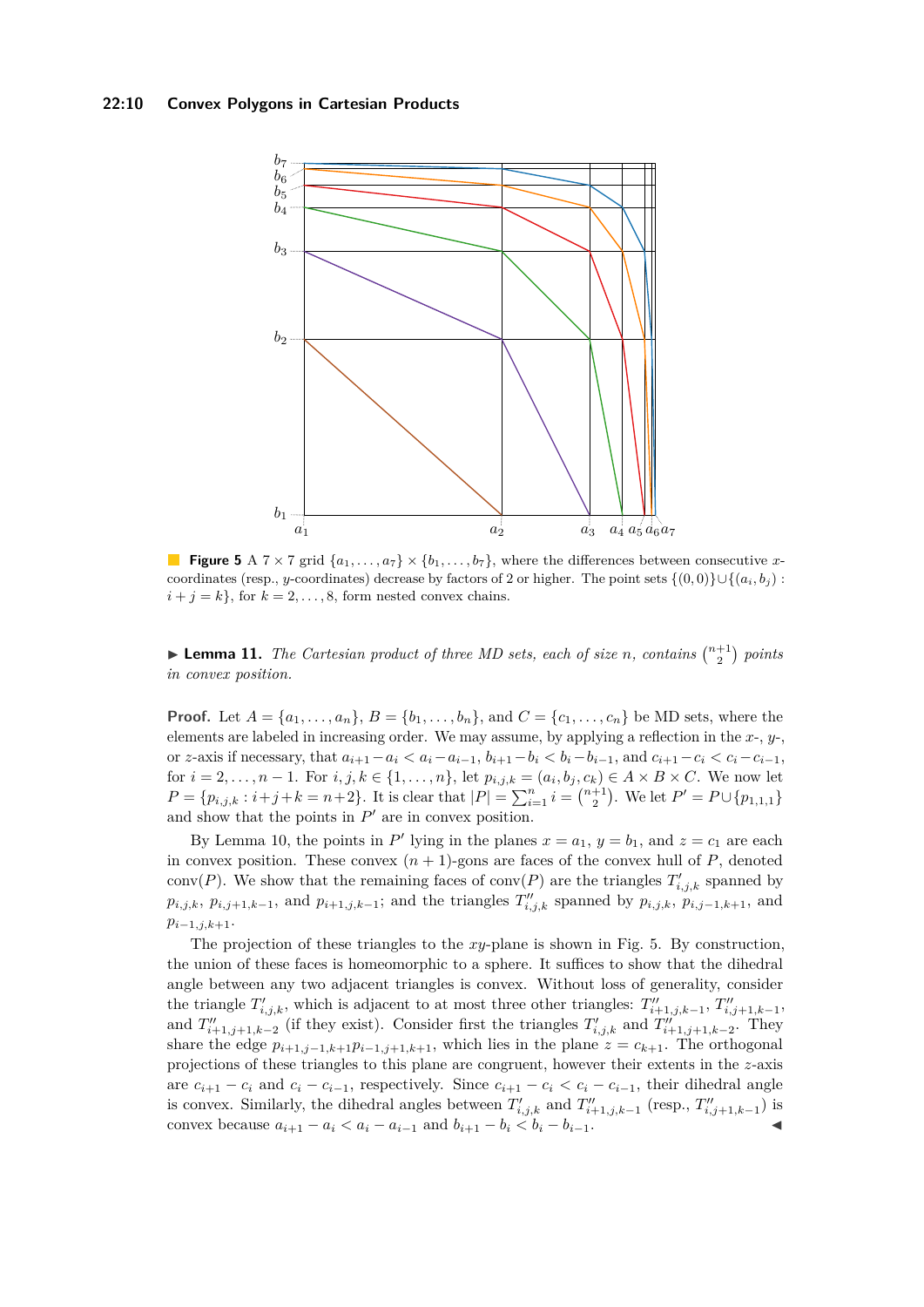**Figure 5** A $7 \times 7$ grid $\{a_1, \ldots, a_7\} \times \{b_1, \ldots, b_7\}$, where the differences between consecutive $x$-coordinates (resp., $y$-coordinates) decrease by factors of 2 or higher. The point sets $\{(0,0)\} \cup \{(a_i, b_j) : i + j = k\}$, for $k = 2, \ldots, 8$, form nested convex chains.

▶ **Lemma 11.** *The Cartesian product of three MD sets, each of size $n$, contains $\binom{n+1}{2}$ points in convex position.*

**Proof.** Let $A = \{a_1, \ldots, a_n\}$, $B = \{b_1, \ldots, b_n\}$, and $C = \{c_1, \ldots, c_n\}$ be MD sets, where the elements are labeled in increasing order. We may assume, by applying a reflection in the $x$-, $y$-, or $z$-axis if necessary, that $a_{i+1} - a_i < a_i - a_{i-1}$, $b_{i+1} - b_i < b_i - b_{i-1}$, and $c_{i+1} - c_i < c_i - c_{i-1}$, for $i = 2, \ldots, n-1$. For $i, j, k \in \{1, \ldots, n\}$, let $p_{i,j,k} = (a_i, b_j, c_k) \in A \times B \times C$. We now let $P = \{p_{i,j,k} : i + j + k = n + 2\}$. It is clear that $|P| = \sum_{i=1}^{n} i = \binom{n+1}{2}$. We let $P' = P \cup \{p_{1,1,1}\}$ and show that the points in $P'$ are in convex position.

By Lemma 10, the points in $P'$ lying in the planes $x = a_1$, $y = b_1$, and $z = c_1$ are each in convex position. These convex $(n+1)$-gons are faces of the convex hull of $P$, denoted $\mathrm{conv}(P)$. We show that the remaining faces of $\mathrm{conv}(P)$ are the triangles $T'_{i,j,k}$ spanned by $p_{i,j,k}$, $p_{i,j+1,k-1}$, and $p_{i+1,j,k-1}$; and the triangles $T''_{i,j,k}$ spanned by $p_{i,j,k}$, $p_{i,j-1,k+1}$, and $p_{i-1,j,k+1}$.

The projection of these triangles to the $xy$-plane is shown in Fig. 5. By construction, the union of these faces is homeomorphic to a sphere. It suffices to show that the dihedral angle between any two adjacent triangles is convex. Without loss of generality, consider the triangle $T'_{i,j,k}$, which is adjacent to at most three other triangles: $T''_{i+1,j,k-1}$, $T''_{i,j+1,k-1}$, and $T''_{i+1,j+1,k-2}$ (if they exist). Consider first the triangles $T'_{i,j,k}$ and $T''_{i+1,j+1,k-2}$. They share the edge $p_{i+1,j-1,k+1}p_{i-1,j+1,k+1}$, which lies in the plane $z = c_{k+1}$. The orthogonal projections of these triangles to this plane are congruent, however their extents in the $z$-axis are $c_{i+1} - c_i$ and $c_i - c_{i-1}$, respectively. Since $c_{i+1} - c_i < c_i - c_{i-1}$, their dihedral angle is convex. Similarly, the dihedral angles between $T'_{i,j,k}$ and $T''_{i+1,j,k-1}$ (resp., $T''_{i,j+1,k-1}$) is convex because $a_{i+1} - a_i < a_i - a_{i-1}$ and $b_{i+1} - b_i < b_i - b_{i-1}$. ◀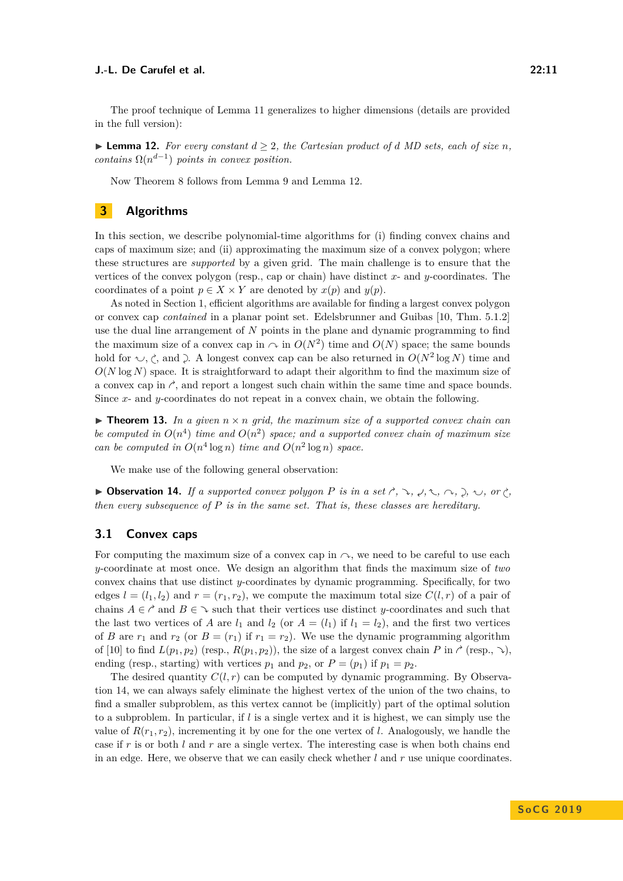The proof technique of Lemma 11 generalizes to higher dimensions (details are provided in the full version):

▶ **Lemma 12.** *For every constant $d \geq 2$, the Cartesian product of $d$ MD sets, each of size $n$, contains $\Omega(n^{d-1})$ points in convex position.*

Now Theorem 8 follows from Lemma 9 and Lemma 12.

## 3 Algorithms

In this section, we describe polynomial-time algorithms for (i) finding convex chains and caps of maximum size; and (ii) approximating the maximum size of a convex polygon; where these structures are *supported* by a given grid. The main challenge is to ensure that the vertices of the convex polygon (resp., cap or chain) have distinct $x$- and $y$-coordinates. The coordinates of a point $p \in X \times Y$ are denoted by $x(p)$ and $y(p)$.

As noted in Section 1, efficient algorithms are available for finding a largest convex polygon or convex cap *contained* in a planar point set. Edelsbrunner and Guibas [10, Thm. 5.1.2] use the dual line arrangement of $N$ points in the plane and dynamic programming to find the maximum size of a convex cap in ↷ in $O(N^2)$ time and $O(N)$ space; the same bounds hold for ◡, ↺, and ⤵. A longest convex cap can be also returned in $O(N^2 \log N)$ time and $O(N \log N)$ space. It is straightforward to adapt their algorithm to find the maximum size of a convex cap in ↗, and report a longest such chain within the same time and space bounds. Since $x$- and $y$-coordinates do not repeat in a convex chain, we obtain the following.

▶ **Theorem 13.** *In a given $n \times n$ grid, the maximum size of a supported convex chain can be computed in $O(n^4)$ time and $O(n^2)$ space; and a supported convex chain of maximum size can be computed in $O(n^4 \log n)$ time and $O(n^2 \log n)$ space.*

We make use of the following general observation:

▶ **Observation 14.** *If a supported convex polygon $P$ is in a set ↗, ↘, ↙, ↖, ↷, ⤵, ◡, or ↺, then every subsequence of $P$ is in the same set. That is, these classes are hereditary.*

### 3.1 Convex caps

For computing the maximum size of a convex cap in ↷, we need to be careful to use each $y$-coordinate at most once. We design an algorithm that finds the maximum size of *two* convex chains that use distinct $y$-coordinates by dynamic programming. Specifically, for two edges $l = (l_1, l_2)$ and $r = (r_1, r_2)$, we compute the maximum total size $C(l, r)$ of a pair of chains $A \in$ ↗ and $B \in$ ↘ such that their vertices use distinct $y$-coordinates and such that the last two vertices of $A$ are $l_1$ and $l_2$ (or $A = (l_1)$ if $l_1 = l_2$), and the first two vertices of $B$ are $r_1$ and $r_2$ (or $B = (r_1)$ if $r_1 = r_2$). We use the dynamic programming algorithm of [10] to find $L(p_1, p_2)$ (resp., $R(p_1, p_2)$), the size of a largest convex chain $P$ in ↗ (resp., ↘), ending (resp., starting) with vertices $p_1$ and $p_2$, or $P = (p_1)$ if $p_1 = p_2$.

The desired quantity $C(l, r)$ can be computed by dynamic programming. By Observation 14, we can always safely eliminate the highest vertex of the union of the two chains, to find a smaller subproblem, as this vertex cannot be (implicitly) part of the optimal solution to a subproblem. In particular, if $l$ is a single vertex and it is highest, we can simply use the value of $R(r_1, r_2)$, incrementing it by one for the one vertex of $l$. Analogously, we handle the case if $r$ is or both $l$ and $r$ are a single vertex. The interesting case is when both chains end in an edge. Here, we observe that we can easily check whether $l$ and $r$ use unique coordinates.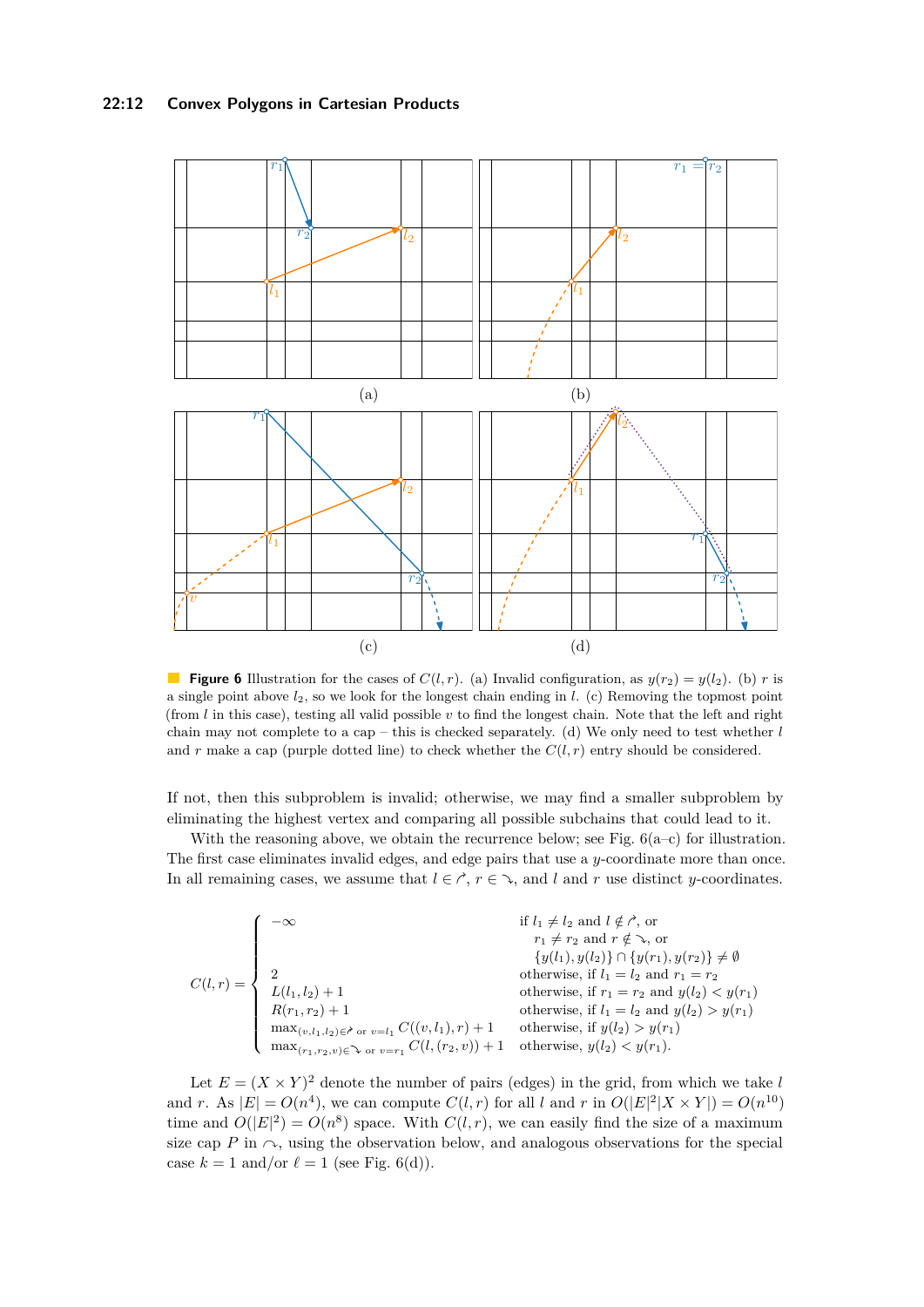**Figure 6** Illustration for the cases of $C(l,r)$. (a) Invalid configuration, as $y(r_2) = y(l_2)$. (b) $r$ is a single point above $l_2$, so we look for the longest chain ending in $l$. (c) Removing the topmost point (from $l$ in this case), testing all valid possible $v$ to find the longest chain. Note that the left and right chain may not complete to a cap – this is checked separately. (d) We only need to test whether $l$ and $r$ make a cap (purple dotted line) to check whether the $C(l,r)$ entry should be considered.

If not, then this subproblem is invalid; otherwise, we may find a smaller subproblem by eliminating the highest vertex and comparing all possible subchains that could lead to it.

With the reasoning above, we obtain the recurrence below; see Fig. 6(a–c) for illustration. The first case eliminates invalid edges, and edge pairs that use a $y$-coordinate more than once. In all remaining cases, we assume that $l \in \nearrow$, $r \in \searrow$, and $l$ and $r$ use distinct $y$-coordinates.

$$C(l,r) = \begin{cases} -\infty & \text{if } l_1 \neq l_2 \text{ and } l \notin \nearrow, \text{ or} \\ & \quad r_1 \neq r_2 \text{ and } r \notin \searrow, \text{ or} \\ & \quad \{y(l_1), y(l_2)\} \cap \{y(r_1), y(r_2)\} \neq \emptyset \\ 2 & \text{otherwise, if } l_1 = l_2 \text{ and } r_1 = r_2 \\ L(l_1, l_2) + 1 & \text{otherwise, if } r_1 = r_2 \text{ and } y(l_2) < y(r_1) \\ R(r_1, r_2) + 1 & \text{otherwise, if } l_1 = l_2 \text{ and } y(l_2) > y(r_1) \\ \max_{(v,l_1,l_2) \in \nearrow \text{ or } v = l_1} C((v, l_1), r) + 1 & \text{otherwise, if } y(l_2) > y(r_1) \\ \max_{(r_1,r_2,v) \in \searrow \text{ or } v = r_1} C(l, (r_2, v)) + 1 & \text{otherwise, } y(l_2) < y(r_1). \end{cases}$$

Let $E = (X \times Y)^2$ denote the number of pairs (edges) in the grid, from which we take $l$ and $r$. As $|E| = O(n^4)$, we can compute $C(l,r)$ for all $l$ and $r$ in $O(|E|^2|X \times Y|) = O(n^{10})$ time and $O(|E|^2) = O(n^8)$ space. With $C(l,r)$, we can easily find the size of a maximum size cap $P$ in $\frown$, using the observation below, and analogous observations for the special case $k = 1$ and/or $\ell = 1$ (see Fig. 6(d)).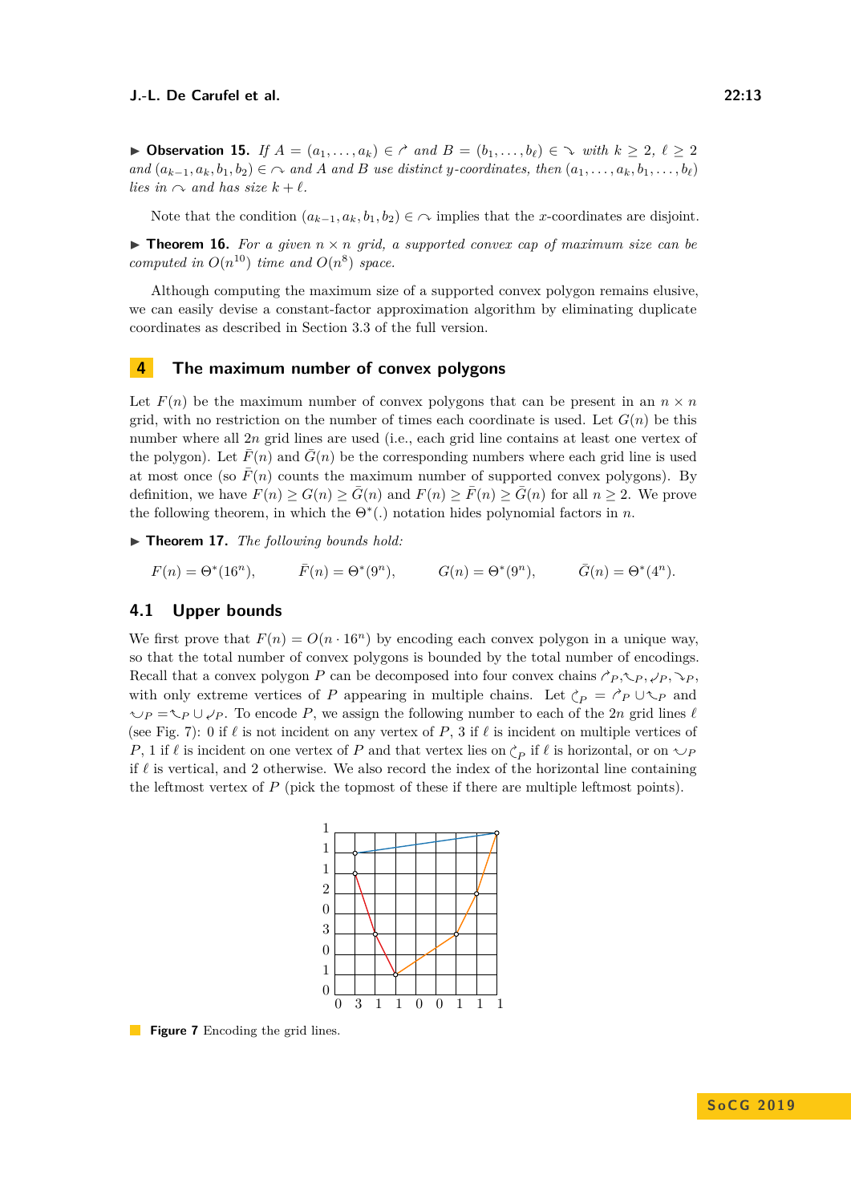▶ **Observation 15.** *If $A = (a_1, \ldots, a_k) \in \curvearrowright$ and $B = (b_1, \ldots, b_\ell) \in \searrow$ with $k \geq 2$, $\ell \geq 2$ and $(a_{k-1}, a_k, b_1, b_2) \in \frown$ and $A$ and $B$ use distinct $y$-coordinates, then $(a_1, \ldots, a_k, b_1, \ldots, b_\ell)$ lies in $\frown$ and has size $k + \ell$.*

Note that the condition $(a_{k-1}, a_k, b_1, b_2) \in \frown$ implies that the $x$-coordinates are disjoint.

▶ **Theorem 16.** *For a given $n \times n$ grid, a supported convex cap of maximum size can be computed in $O(n^{10})$ time and $O(n^8)$ space.*

Although computing the maximum size of a supported convex polygon remains elusive, we can easily devise a constant-factor approximation algorithm by eliminating duplicate coordinates as described in Section 3.3 of the full version.

## 4 The maximum number of convex polygons

Let $F(n)$ be the maximum number of convex polygons that can be present in an $n \times n$ grid, with no restriction on the number of times each coordinate is used. Let $G(n)$ be this number where all $2n$ grid lines are used (i.e., each grid line contains at least one vertex of the polygon). Let $\bar{F}(n)$ and $\bar{G}(n)$ be the corresponding numbers where each grid line is used at most once (so $\bar{F}(n)$ counts the maximum number of supported convex polygons). By definition, we have $F(n) \geq G(n) \geq \bar{G}(n)$ and $F(n) \geq \bar{F}(n) \geq \bar{G}(n)$ for all $n \geq 2$. We prove the following theorem, in which the $\Theta^*(.)$ notation hides polynomial factors in $n$.

▶ **Theorem 17.** *The following bounds hold:*

$$F(n) = \Theta^*(16^n), \qquad \bar{F}(n) = \Theta^*(9^n), \qquad G(n) = \Theta^*(9^n), \qquad \bar{G}(n) = \Theta^*(4^n).$$

### 4.1 Upper bounds

We first prove that $F(n) = O(n \cdot 16^n)$ by encoding each convex polygon in a unique way, so that the total number of convex polygons is bounded by the total number of encodings. Recall that a convex polygon $P$ can be decomposed into four convex chains $\curvearrowright_P, \nwarrow_P, \swarrow_P, \searrow_P$, with only extreme vertices of $P$ appearing in multiple chains. Let $\circlearrowleft_P = \curvearrowright_P \cup \nwarrow_P$ and $\smile_P = \nwarrow_P \cup \swarrow_P$. To encode $P$, we assign the following number to each of the $2n$ grid lines $\ell$ (see Fig. 7): 0 if $\ell$ is not incident on any vertex of $P$, 3 if $\ell$ is incident on multiple vertices of $P$, 1 if $\ell$ is incident on one vertex of $P$ and that vertex lies on $\circlearrowleft_P$ if $\ell$ is horizontal, or on $\smile_P$ if $\ell$ is vertical, and 2 otherwise. We also record the index of the horizontal line containing the leftmost vertex of $P$ (pick the topmost of these if there are multiple leftmost points).

**Figure 7** Encoding the grid lines.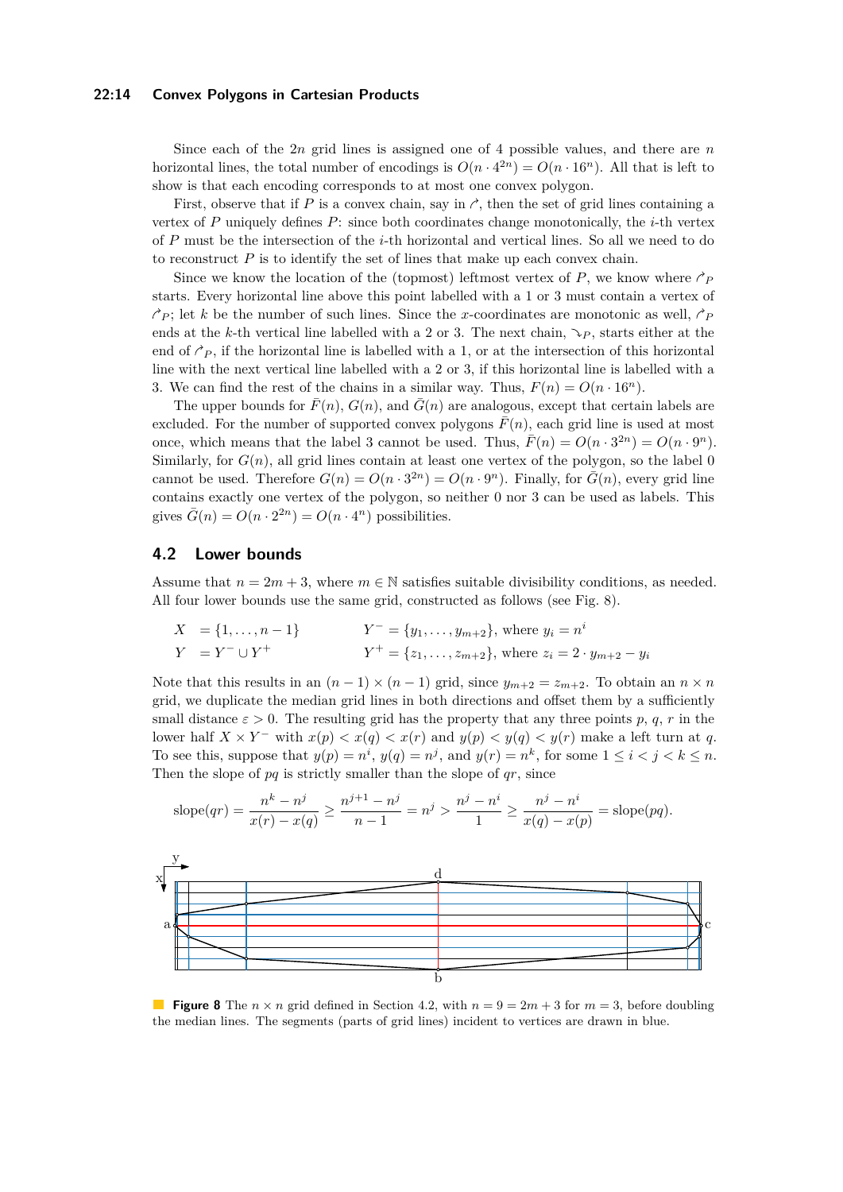Since each of the $2n$ grid lines is assigned one of 4 possible values, and there are $n$ horizontal lines, the total number of encodings is $O(n \cdot 4^{2n}) = O(n \cdot 16^n)$. All that is left to show is that each encoding corresponds to at most one convex polygon.

First, observe that if $P$ is a convex chain, say in $\nearrow$, then the set of grid lines containing a vertex of $P$ uniquely defines $P$: since both coordinates change monotonically, the $i$-th vertex of $P$ must be the intersection of the $i$-th horizontal and vertical lines. So all we need to do to reconstruct $P$ is to identify the set of lines that make up each convex chain.

Since we know the location of the (topmost) leftmost vertex of $P$, we know where $\nearrow_P$ starts. Every horizontal line above this point labelled with a 1 or 3 must contain a vertex of $\nearrow_P$; let $k$ be the number of such lines. Since the $x$-coordinates are monotonic as well, $\nearrow_P$ ends at the $k$-th vertical line labelled with a 2 or 3. The next chain, $\searrow_P$, starts either at the end of $\nearrow_P$, if the horizontal line is labelled with a 1, or at the intersection of this horizontal line with the next vertical line labelled with a 2 or 3, if this horizontal line is labelled with a 3. We can find the rest of the chains in a similar way. Thus, $F(n) = O(n \cdot 16^n)$.

The upper bounds for $\bar{F}(n)$, $G(n)$, and $\bar{G}(n)$ are analogous, except that certain labels are excluded. For the number of supported convex polygons $\bar{F}(n)$, each grid line is used at most once, which means that the label 3 cannot be used. Thus, $\bar{F}(n) = O(n \cdot 3^{2n}) = O(n \cdot 9^n)$. Similarly, for $G(n)$, all grid lines contain at least one vertex of the polygon, so the label 0 cannot be used. Therefore $G(n) = O(n \cdot 3^{2n}) = O(n \cdot 9^n)$. Finally, for $\bar{G}(n)$, every grid line contains exactly one vertex of the polygon, so neither 0 nor 3 can be used as labels. This gives $\bar{G}(n) = O(n \cdot 2^{2n}) = O(n \cdot 4^n)$ possibilities.

## 4.2 Lower bounds

Assume that $n = 2m + 3$, where $m \in \mathbb{N}$ satisfies suitable divisibility conditions, as needed. All four lower bounds use the same grid, constructed as follows (see Fig. 8).

$$X = \{1, \ldots, n-1\} \qquad Y^- = \{y_1, \ldots, y_{m+2}\}, \text{ where } y_i = n^i$$

$$Y = Y^- \cup Y^+ \qquad Y^+ = \{z_1, \ldots, z_{m+2}\}, \text{ where } z_i = 2 \cdot y_{m+2} - y_i$$

Note that this results in an $(n-1) \times (n-1)$ grid, since $y_{m+2} = z_{m+2}$. To obtain an $n \times n$ grid, we duplicate the median grid lines in both directions and offset them by a sufficiently small distance $\varepsilon > 0$. The resulting grid has the property that any three points $p$, $q$, $r$ in the lower half $X \times Y^-$ with $x(p) < x(q) < x(r)$ and $y(p) < y(q) < y(r)$ make a left turn at $q$. To see this, suppose that $y(p) = n^i$, $y(q) = n^j$, and $y(r) = n^k$, for some $1 \leq i < j < k \leq n$. Then the slope of $pq$ is strictly smaller than the slope of $qr$, since

$$\text{slope}(qr) = \frac{n^k - n^j}{x(r) - x(q)} \geq \frac{n^{j+1} - n^j}{n - 1} = n^j > \frac{n^j - n^i}{1} \geq \frac{n^j - n^i}{x(q) - x(p)} = \text{slope}(pq).$$

**Figure 8** The $n \times n$ grid defined in Section 4.2, with $n = 9 = 2m + 3$ for $m = 3$, before doubling the median lines. The segments (parts of grid lines) incident to vertices are drawn in blue.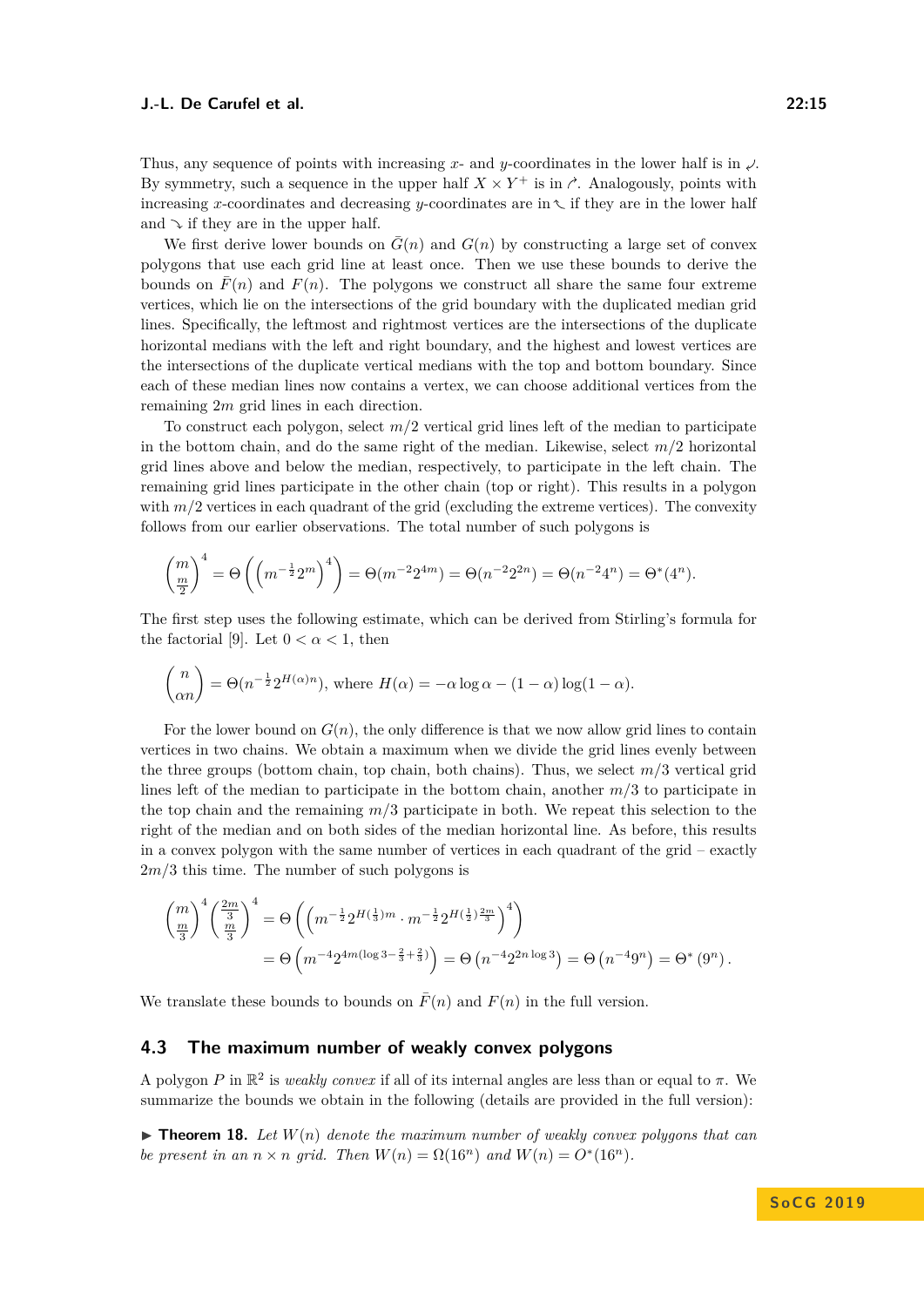Thus, any sequence of points with increasing $x$- and $y$-coordinates in the lower half is in $\swarrow$. By symmetry, such a sequence in the upper half $X \times Y^+$ is in $\nearrow$. Analogously, points with increasing $x$-coordinates and decreasing $y$-coordinates are in $\nwarrow$ if they are in the lower half and $\searrow$ if they are in the upper half.

We first derive lower bounds on $\bar{G}(n)$ and $G(n)$ by constructing a large set of convex polygons that use each grid line at least once. Then we use these bounds to derive the bounds on $\bar{F}(n)$ and $F(n)$. The polygons we construct all share the same four extreme vertices, which lie on the intersections of the grid boundary with the duplicated median grid lines. Specifically, the leftmost and rightmost vertices are the intersections of the duplicate horizontal medians with the left and right boundary, and the highest and lowest vertices are the intersections of the duplicate vertical medians with the top and bottom boundary. Since each of these median lines now contains a vertex, we can choose additional vertices from the remaining $2m$ grid lines in each direction.

To construct each polygon, select $m/2$ vertical grid lines left of the median to participate in the bottom chain, and do the same right of the median. Likewise, select $m/2$ horizontal grid lines above and below the median, respectively, to participate in the left chain. The remaining grid lines participate in the other chain (top or right). This results in a polygon with $m/2$ vertices in each quadrant of the grid (excluding the extreme vertices). The convexity follows from our earlier observations. The total number of such polygons is

$$\binom{m}{\frac{m}{2}}^4 = \Theta\left(\left(m^{-\frac{1}{2}}2^m\right)^4\right) = \Theta(m^{-2}2^{4m}) = \Theta(n^{-2}2^{2n}) = \Theta(n^{-2}4^n) = \Theta^*(4^n).$$

The first step uses the following estimate, which can be derived from Stirling's formula for the factorial [9]. Let $0 < \alpha < 1$, then

$$\binom{n}{\alpha n} = \Theta(n^{-\frac{1}{2}}2^{H(\alpha)n}), \text{ where } H(\alpha) = -\alpha \log \alpha - (1-\alpha)\log(1-\alpha).$$

For the lower bound on $G(n)$, the only difference is that we now allow grid lines to contain vertices in two chains. We obtain a maximum when we divide the grid lines evenly between the three groups (bottom chain, top chain, both chains). Thus, we select $m/3$ vertical grid lines left of the median to participate in the bottom chain, another $m/3$ to participate in the top chain and the remaining $m/3$ participate in both. We repeat this selection to the right of the median and on both sides of the median horizontal line. As before, this results in a convex polygon with the same number of vertices in each quadrant of the grid – exactly $2m/3$ this time. The number of such polygons is

$$\begin{aligned}
\binom{m}{\frac{m}{3}}^4 \binom{\frac{2m}{3}}{\frac{m}{3}}^4 &= \Theta\left(\left(m^{-\frac{1}{2}}2^{H(\frac{1}{3})m} \cdot m^{-\frac{1}{2}}2^{H(\frac{1}{2})\frac{2m}{3}}\right)^4\right) \\
&= \Theta\left(m^{-4}2^{4m(\log 3 - \frac{2}{3} + \frac{2}{3})}\right) = \Theta\left(n^{-4}2^{2n\log 3}\right) = \Theta\left(n^{-4}9^n\right) = \Theta^*\left(9^n\right).
\end{aligned}$$

We translate these bounds to bounds on $\bar{F}(n)$ and $F(n)$ in the full version.

### 4.3 The maximum number of weakly convex polygons

A polygon $P$ in $\mathbb{R}^2$ is *weakly convex* if all of its internal angles are less than or equal to $\pi$. We summarize the bounds we obtain in the following (details are provided in the full version):

▶ **Theorem 18.** *Let $W(n)$ denote the maximum number of weakly convex polygons that can be present in an $n \times n$ grid. Then $W(n) = \Omega(16^n)$ and $W(n) = O^*(16^n)$.*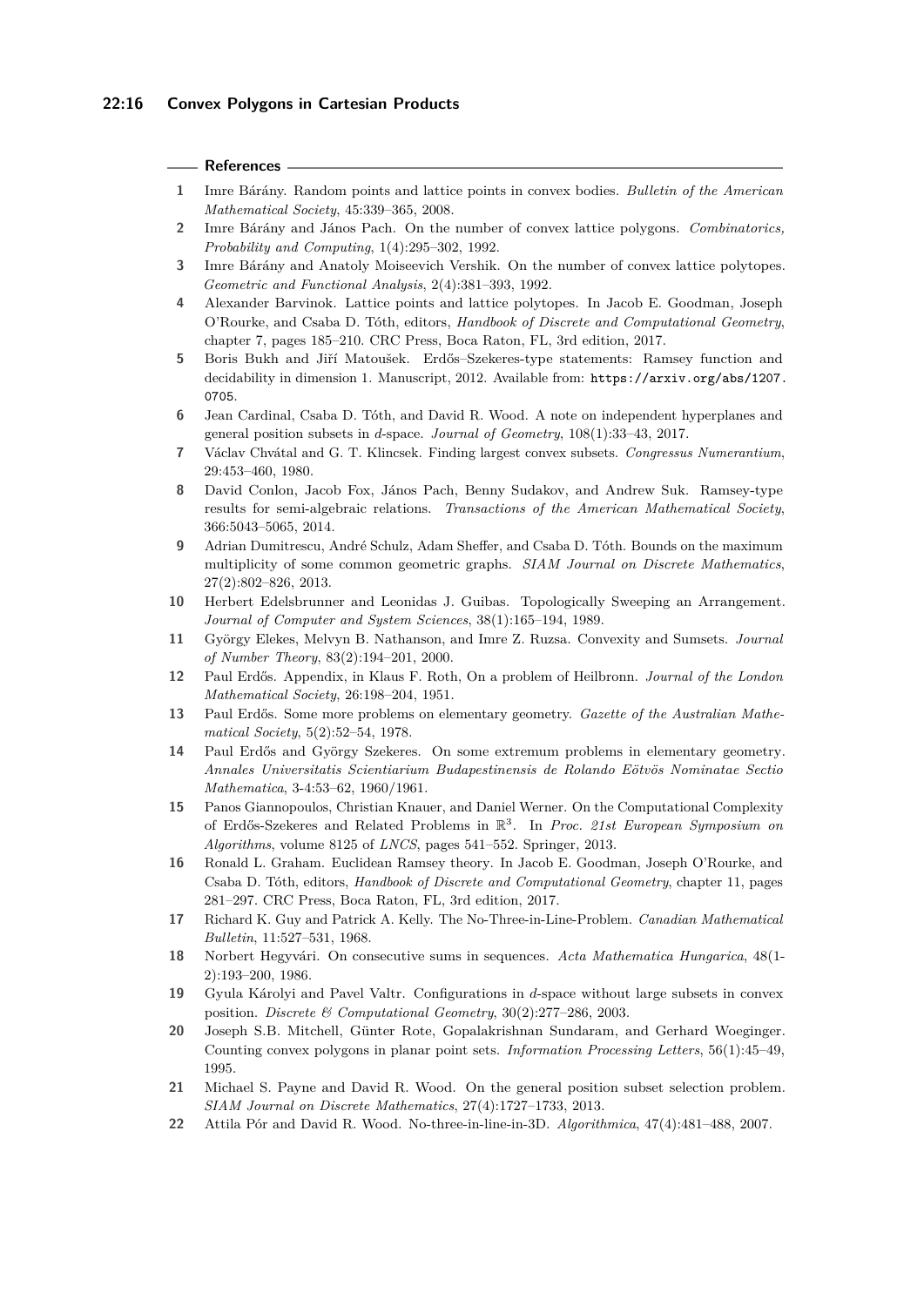## References

1. Imre Bárány. Random points and lattice points in convex bodies. *Bulletin of the American Mathematical Society*, 45:339–365, 2008.
2. Imre Bárány and János Pach. On the number of convex lattice polygons. *Combinatorics, Probability and Computing*, 1(4):295–302, 1992.
3. Imre Bárány and Anatoly Moiseevich Vershik. On the number of convex lattice polytopes. *Geometric and Functional Analysis*, 2(4):381–393, 1992.
4. Alexander Barvinok. Lattice points and lattice polytopes. In Jacob E. Goodman, Joseph O'Rourke, and Csaba D. Tóth, editors, *Handbook of Discrete and Computational Geometry*, chapter 7, pages 185–210. CRC Press, Boca Raton, FL, 3rd edition, 2017.
5. Boris Bukh and Jiří Matoušek. Erdős–Szekeres-type statements: Ramsey function and decidability in dimension 1. Manuscript, 2012. Available from: https://arxiv.org/abs/1207.0705.
6. Jean Cardinal, Csaba D. Tóth, and David R. Wood. A note on independent hyperplanes and general position subsets in $d$-space. *Journal of Geometry*, 108(1):33–43, 2017.
7. Václav Chvátal and G. T. Klincsek. Finding largest convex subsets. *Congressus Numerantium*, 29:453–460, 1980.
8. David Conlon, Jacob Fox, János Pach, Benny Sudakov, and Andrew Suk. Ramsey-type results for semi-algebraic relations. *Transactions of the American Mathematical Society*, 366:5043–5065, 2014.
9. Adrian Dumitrescu, André Schulz, Adam Sheffer, and Csaba D. Tóth. Bounds on the maximum multiplicity of some common geometric graphs. *SIAM Journal on Discrete Mathematics*, 27(2):802–826, 2013.
10. Herbert Edelsbrunner and Leonidas J. Guibas. Topologically Sweeping an Arrangement. *Journal of Computer and System Sciences*, 38(1):165–194, 1989.
11. György Elekes, Melvyn B. Nathanson, and Imre Z. Ruzsa. Convexity and Sumsets. *Journal of Number Theory*, 83(2):194–201, 2000.
12. Paul Erdős. Appendix, in Klaus F. Roth, On a problem of Heilbronn. *Journal of the London Mathematical Society*, 26:198–204, 1951.
13. Paul Erdős. Some more problems on elementary geometry. *Gazette of the Australian Mathematical Society*, 5(2):52–54, 1978.
14. Paul Erdős and György Szekeres. On some extremum problems in elementary geometry. *Annales Universitatis Scientiarium Budapestinensis de Rolando Eötvös Nominatae Sectio Mathematica*, 3-4:53–62, 1960/1961.
15. Panos Giannopoulos, Christian Knauer, and Daniel Werner. On the Computational Complexity of Erdős-Szekeres and Related Problems in $\mathbb{R}^3$. In *Proc. 21st European Symposium on Algorithms*, volume 8125 of *LNCS*, pages 541–552. Springer, 2013.
16. Ronald L. Graham. Euclidean Ramsey theory. In Jacob E. Goodman, Joseph O'Rourke, and Csaba D. Tóth, editors, *Handbook of Discrete and Computational Geometry*, chapter 11, pages 281–297. CRC Press, Boca Raton, FL, 3rd edition, 2017.
17. Richard K. Guy and Patrick A. Kelly. The No-Three-in-Line-Problem. *Canadian Mathematical Bulletin*, 11:527–531, 1968.
18. Norbert Hegyvári. On consecutive sums in sequences. *Acta Mathematica Hungarica*, 48(1-2):193–200, 1986.
19. Gyula Károlyi and Pavel Valtr. Configurations in $d$-space without large subsets in convex position. *Discrete & Computational Geometry*, 30(2):277–286, 2003.
20. Joseph S.B. Mitchell, Günter Rote, Gopalakrishnan Sundaram, and Gerhard Woeginger. Counting convex polygons in planar point sets. *Information Processing Letters*, 56(1):45–49, 1995.
21. Michael S. Payne and David R. Wood. On the general position subset selection problem. *SIAM Journal on Discrete Mathematics*, 27(4):1727–1733, 2013.
22. Attila Pór and David R. Wood. No-three-in-line-in-3D. *Algorithmica*, 47(4):481–488, 2007.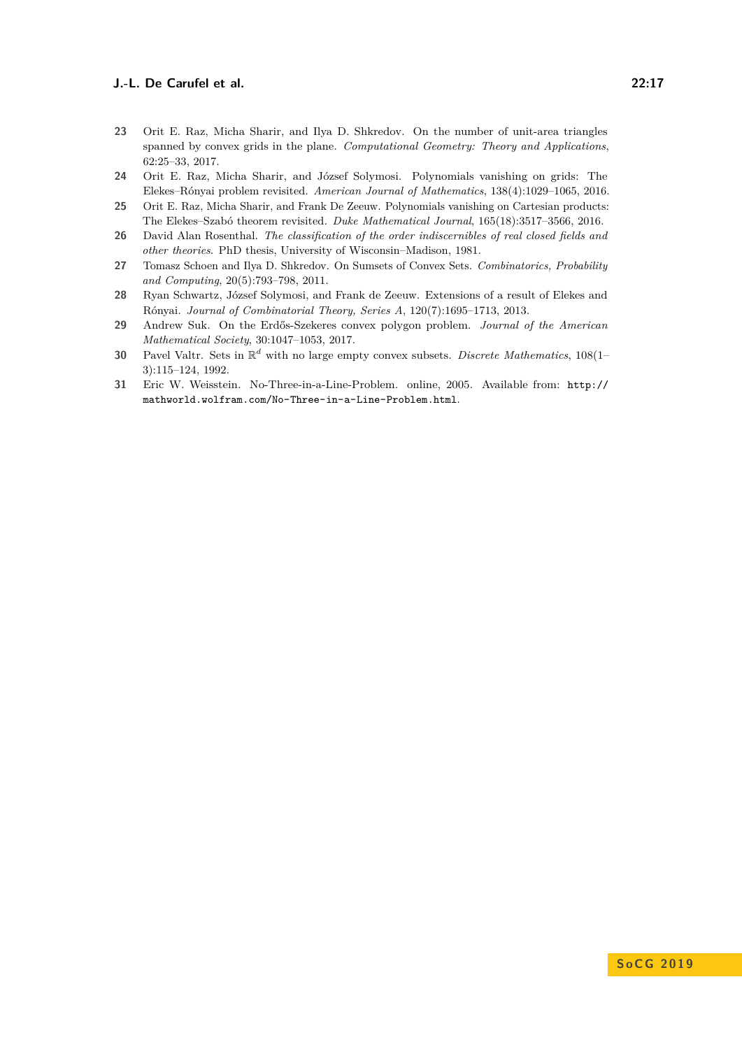23. Orit E. Raz, Micha Sharir, and Ilya D. Shkredov. On the number of unit-area triangles spanned by convex grids in the plane. *Computational Geometry: Theory and Applications*, 62:25–33, 2017.
24. Orit E. Raz, Micha Sharir, and József Solymosi. Polynomials vanishing on grids: The Elekes–Rónyai problem revisited. *American Journal of Mathematics*, 138(4):1029–1065, 2016.
25. Orit E. Raz, Micha Sharir, and Frank De Zeeuw. Polynomials vanishing on Cartesian products: The Elekes–Szabó theorem revisited. *Duke Mathematical Journal*, 165(18):3517–3566, 2016.
26. David Alan Rosenthal. *The classification of the order indiscernibles of real closed fields and other theories*. PhD thesis, University of Wisconsin–Madison, 1981.
27. Tomasz Schoen and Ilya D. Shkredov. On Sumsets of Convex Sets. *Combinatorics, Probability and Computing*, 20(5):793–798, 2011.
28. Ryan Schwartz, József Solymosi, and Frank de Zeeuw. Extensions of a result of Elekes and Rónyai. *Journal of Combinatorial Theory, Series A*, 120(7):1695–1713, 2013.
29. Andrew Suk. On the Erdős-Szekeres convex polygon problem. *Journal of the American Mathematical Society*, 30:1047–1053, 2017.
30. Pavel Valtr. Sets in $\mathbb{R}^d$ with no large empty convex subsets. *Discrete Mathematics*, 108(1–3):115–124, 1992.
31. Eric W. Weisstein. No-Three-in-a-Line-Problem. online, 2005. Available from: `http://mathworld.wolfram.com/No-Three-in-a-Line-Problem.html`.